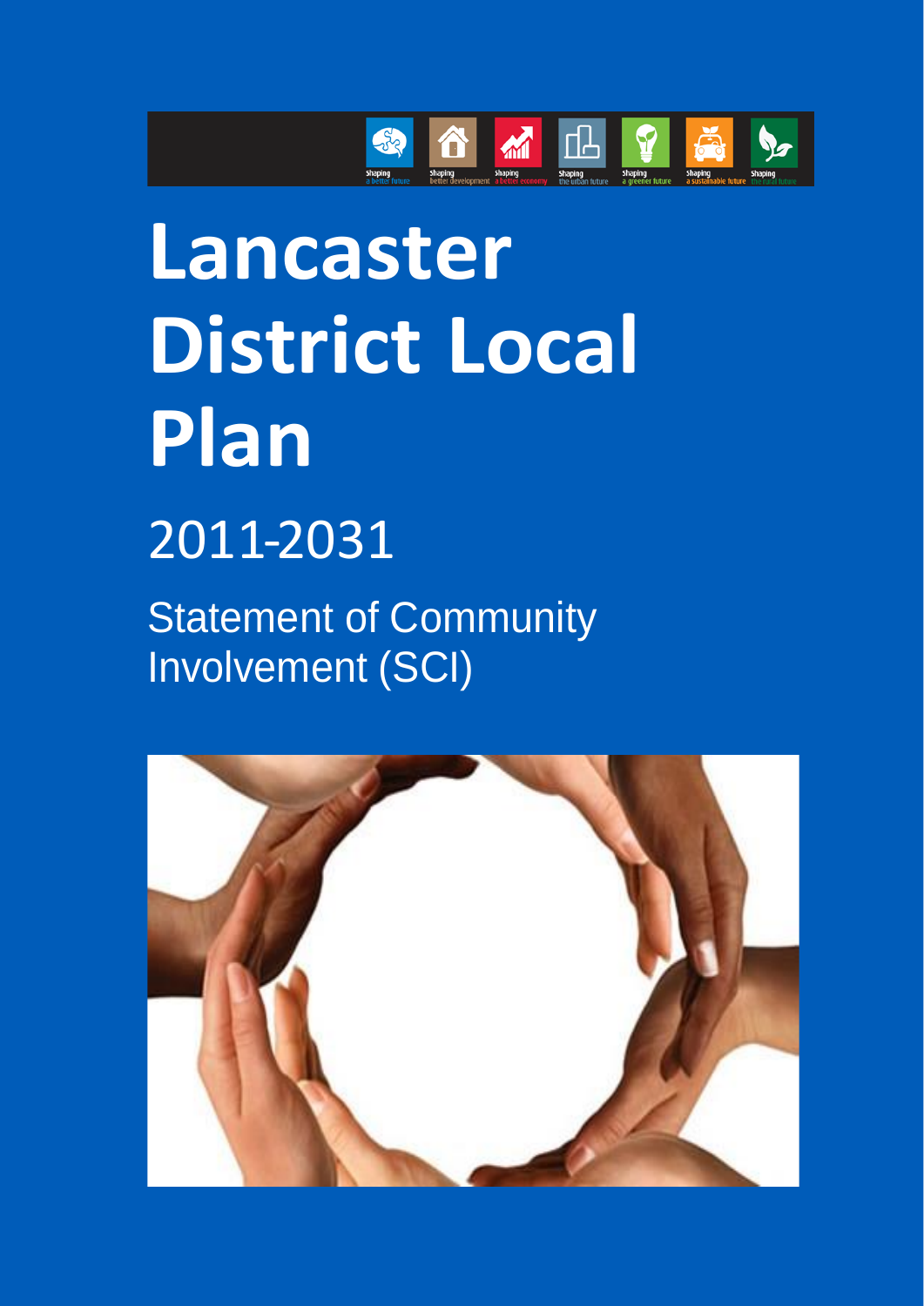# Lancaster District Local Plan

## 2011-2031

## Statement of Community Involvement (SCI)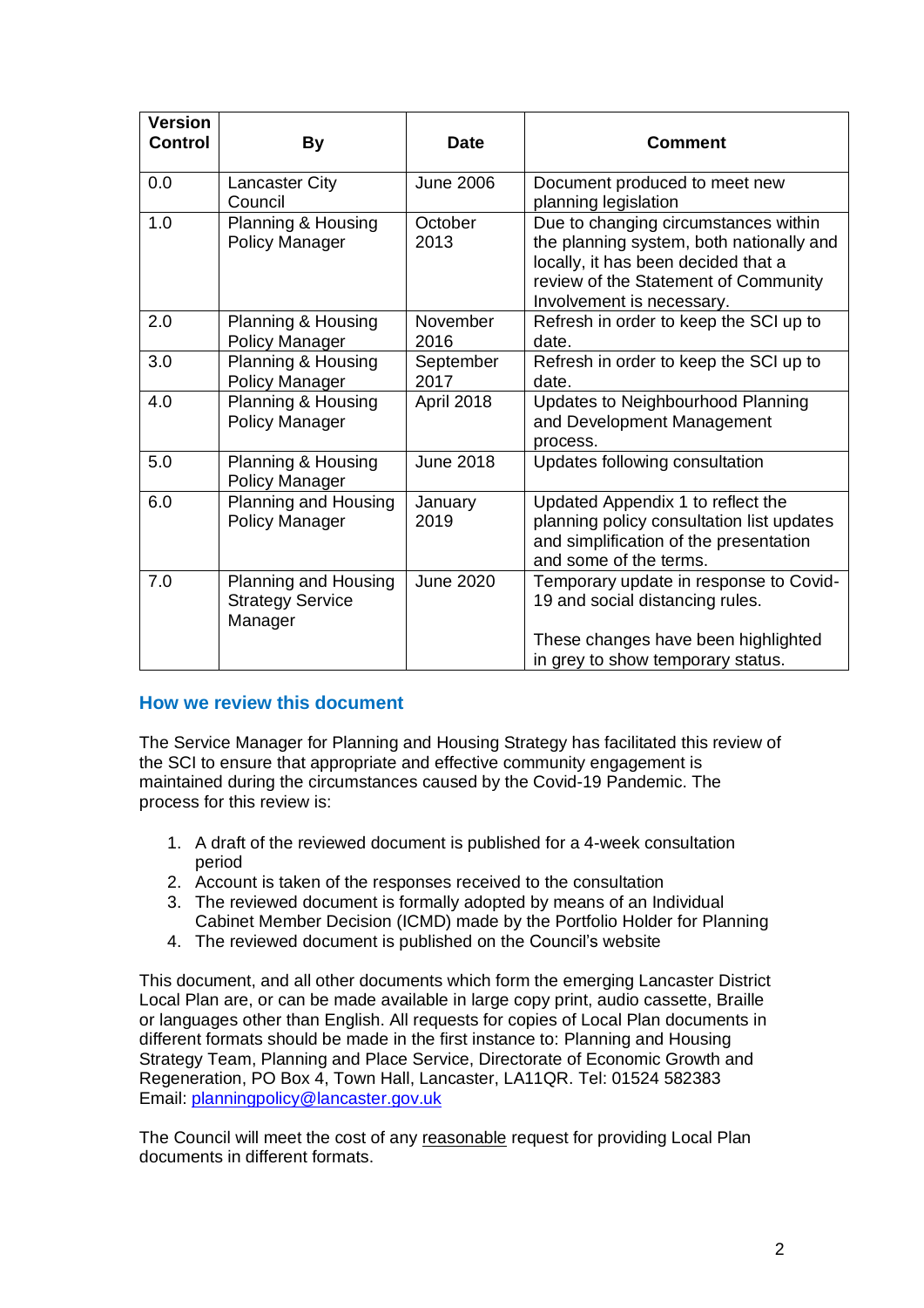| Version Control | By | Date | Comment |
| --- | --- | --- | --- |
| 0.0 | Lancaster City Council | June 2006 | Document produced to meet new planning legislation |
| 1.0 | Planning & Housing Policy Manager | October 2013 | Due to changing circumstances within the planning system, both nationally and locally, it has been decided that a review of the Statement of Community Involvement is necessary. |
| 2.0 | Planning & Housing Policy Manager | November 2016 | Refresh in order to keep the SCI up to date. |
| 3.0 | Planning & Housing Policy Manager | September 2017 | Refresh in order to keep the SCI up to date. |
| 4.0 | Planning & Housing Policy Manager | April 2018 | Updates to Neighbourhood Planning and Development Management process. |
| 5.0 | Planning & Housing Policy Manager | June 2018 | Updates following consultation |
| 6.0 | Planning and Housing Policy Manager | January 2019 | Updated Appendix 1 to reflect the planning policy consultation list updates and simplification of the presentation and some of the terms. |
| 7.0 | Planning and Housing Strategy Service Manager | June 2020 | Temporary update in response to Covid-19 and social distancing rules. These changes have been highlighted in grey to show temporary status. |

## How we review this document

The Service Manager for Planning and Housing Strategy has facilitated this review of the SCI to ensure that appropriate and effective community engagement is maintained during the circumstances caused by the Covid-19 Pandemic. The process for this review is:

1. A draft of the reviewed document is published for a 4-week consultation period
2. Account is taken of the responses received to the consultation
3. The reviewed document is formally adopted by means of an Individual Cabinet Member Decision (ICMD) made by the Portfolio Holder for Planning
4. The reviewed document is published on the Council's website

This document, and all other documents which form the emerging Lancaster District Local Plan are, or can be made available in large copy print, audio cassette, Braille or languages other than English. All requests for copies of Local Plan documents in different formats should be made in the first instance to: Planning and Housing Strategy Team, Planning and Place Service, Directorate of Economic Growth and Regeneration, PO Box 4, Town Hall, Lancaster, LA11QR. Tel: 01524 582383 Email: planningpolicy@lancaster.gov.uk

The Council will meet the cost of any reasonable request for providing Local Plan documents in different formats.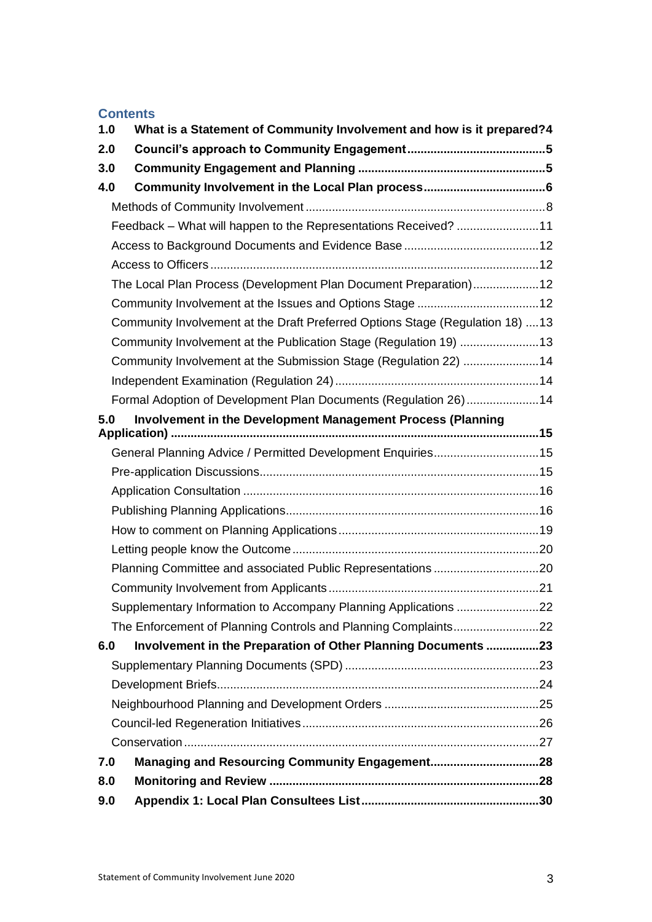## Contents

**1.0 What is a Statement of Community Involvement and how is it prepared?** 4

**2.0 Council's approach to Community Engagement** 5

**3.0 Community Engagement and Planning** 5

**4.0 Community Involvement in the Local Plan process** 6

- Methods of Community Involvement 8
- Feedback – What will happen to the Representations Received? 11
- Access to Background Documents and Evidence Base 12
- Access to Officers 12
- The Local Plan Process (Development Plan Document Preparation) 12
- Community Involvement at the Issues and Options Stage 12
- Community Involvement at the Draft Preferred Options Stage (Regulation 18) 13
- Community Involvement at the Publication Stage (Regulation 19) 13
- Community Involvement at the Submission Stage (Regulation 22) 14
- Independent Examination (Regulation 24) 14
- Formal Adoption of Development Plan Documents (Regulation 26) 14

**5.0 Involvement in the Development Management Process (Planning Application)** 15

- General Planning Advice / Permitted Development Enquiries 15
- Pre-application Discussions 15
- Application Consultation 16
- Publishing Planning Applications 16
- How to comment on Planning Applications 19
- Letting people know the Outcome 20
- Planning Committee and associated Public Representations 20
- Community Involvement from Applicants 21
- Supplementary Information to Accompany Planning Applications 22
- The Enforcement of Planning Controls and Planning Complaints 22

**6.0 Involvement in the Preparation of Other Planning Documents** 23

- Supplementary Planning Documents (SPD) 23
- Development Briefs 24
- Neighbourhood Planning and Development Orders 25
- Council-led Regeneration Initiatives 26
- Conservation 27

**7.0 Managing and Resourcing Community Engagement** 28

**8.0 Monitoring and Review** 28

**9.0 Appendix 1: Local Plan Consultees List** 30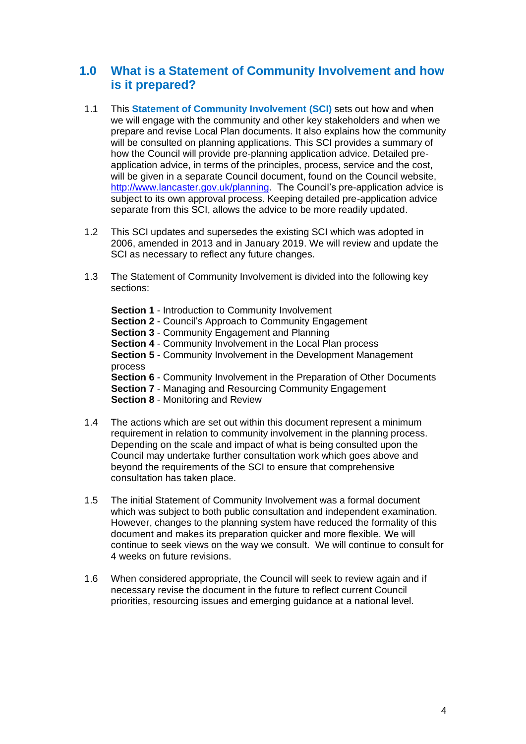## 1.0 What is a Statement of Community Involvement and how is it prepared?

1.1 This **Statement of Community Involvement (SCI)** sets out how and when we will engage with the community and other key stakeholders and when we prepare and revise Local Plan documents. It also explains how the community will be consulted on planning applications. This SCI provides a summary of how the Council will provide pre-planning application advice. Detailed pre-application advice, in terms of the principles, process, service and the cost, will be given in a separate Council document, found on the Council website, [http://www.lancaster.gov.uk/planning](http://www.lancaster.gov.uk/planning). The Council's pre-application advice is subject to its own approval process. Keeping detailed pre-application advice separate from this SCI, allows the advice to be more readily updated.

1.2 This SCI updates and supersedes the existing SCI which was adopted in 2006, amended in 2013 and in January 2019. We will review and update the SCI as necessary to reflect any future changes.

1.3 The Statement of Community Involvement is divided into the following key sections:

**Section 1** - Introduction to Community Involvement
**Section 2** - Council's Approach to Community Engagement
**Section 3** - Community Engagement and Planning
**Section 4** - Community Involvement in the Local Plan process
**Section 5** - Community Involvement in the Development Management process
**Section 6** - Community Involvement in the Preparation of Other Documents
**Section 7** - Managing and Resourcing Community Engagement
**Section 8** - Monitoring and Review

1.4 The actions which are set out within this document represent a minimum requirement in relation to community involvement in the planning process. Depending on the scale and impact of what is being consulted upon the Council may undertake further consultation work which goes above and beyond the requirements of the SCI to ensure that comprehensive consultation has taken place.

1.5 The initial Statement of Community Involvement was a formal document which was subject to both public consultation and independent examination. However, changes to the planning system have reduced the formality of this document and makes its preparation quicker and more flexible. We will continue to seek views on the way we consult. We will continue to consult for 4 weeks on future revisions.

1.6 When considered appropriate, the Council will seek to review again and if necessary revise the document in the future to reflect current Council priorities, resourcing issues and emerging guidance at a national level.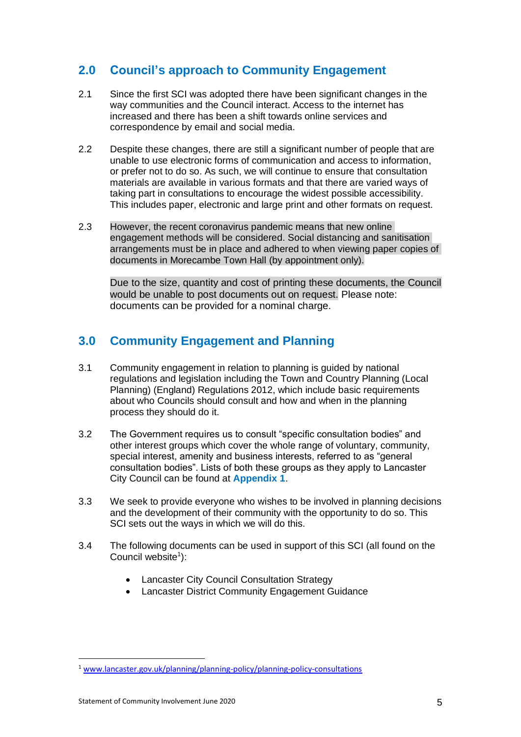## 2.0 Council's approach to Community Engagement

2.1 Since the first SCI was adopted there have been significant changes in the way communities and the Council interact. Access to the internet has increased and there has been a shift towards online services and correspondence by email and social media.

2.2 Despite these changes, there are still a significant number of people that are unable to use electronic forms of communication and access to information, or prefer not to do so. As such, we will continue to ensure that consultation materials are available in various formats and that there are varied ways of taking part in consultations to encourage the widest possible accessibility. This includes paper, electronic and large print and other formats on request.

2.3 However, the recent coronavirus pandemic means that new online engagement methods will be considered. Social distancing and sanitisation arrangements must be in place and adhered to when viewing paper copies of documents in Morecambe Town Hall (by appointment only).

Due to the size, quantity and cost of printing these documents, the Council would be unable to post documents out on request. Please note: documents can be provided for a nominal charge.

## 3.0 Community Engagement and Planning

3.1 Community engagement in relation to planning is guided by national regulations and legislation including the Town and Country Planning (Local Planning) (England) Regulations 2012, which include basic requirements about who Councils should consult and how and when in the planning process they should do it.

3.2 The Government requires us to consult "specific consultation bodies" and other interest groups which cover the whole range of voluntary, community, special interest, amenity and business interests, referred to as "general consultation bodies". Lists of both these groups as they apply to Lancaster City Council can be found at **Appendix 1**.

3.3 We seek to provide everyone who wishes to be involved in planning decisions and the development of their community with the opportunity to do so. This SCI sets out the ways in which we will do this.

3.4 The following documents can be used in support of this SCI (all found on the Council website[1]):

- Lancaster City Council Consultation Strategy
- Lancaster District Community Engagement Guidance

[1] www.lancaster.gov.uk/planning/planning-policy/planning-policy-consultations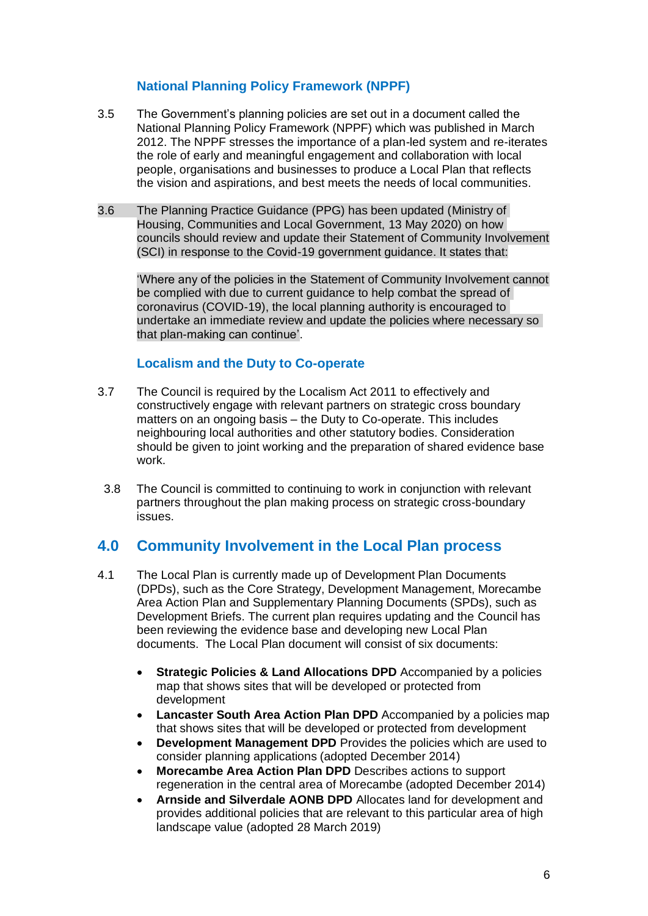### National Planning Policy Framework (NPPF)

3.5 The Government's planning policies are set out in a document called the National Planning Policy Framework (NPPF) which was published in March 2012. The NPPF stresses the importance of a plan-led system and re-iterates the role of early and meaningful engagement and collaboration with local people, organisations and businesses to produce a Local Plan that reflects the vision and aspirations, and best meets the needs of local communities.

3.6 The Planning Practice Guidance (PPG) has been updated (Ministry of Housing, Communities and Local Government, 13 May 2020) on how councils should review and update their Statement of Community Involvement (SCI) in response to the Covid-19 government guidance. It states that:

'Where any of the policies in the Statement of Community Involvement cannot be complied with due to current guidance to help combat the spread of coronavirus (COVID-19), the local planning authority is encouraged to undertake an immediate review and update the policies where necessary so that plan-making can continue'.

### Localism and the Duty to Co-operate

3.7 The Council is required by the Localism Act 2011 to effectively and constructively engage with relevant partners on strategic cross boundary matters on an ongoing basis – the Duty to Co-operate. This includes neighbouring local authorities and other statutory bodies. Consideration should be given to joint working and the preparation of shared evidence base work.

3.8 The Council is committed to continuing to work in conjunction with relevant partners throughout the plan making process on strategic cross-boundary issues.

## 4.0 Community Involvement in the Local Plan process

4.1 The Local Plan is currently made up of Development Plan Documents (DPDs), such as the Core Strategy, Development Management, Morecambe Area Action Plan and Supplementary Planning Documents (SPDs), such as Development Briefs. The current plan requires updating and the Council has been reviewing the evidence base and developing new Local Plan documents. The Local Plan document will consist of six documents:

- **Strategic Policies & Land Allocations DPD** Accompanied by a policies map that shows sites that will be developed or protected from development
- **Lancaster South Area Action Plan DPD** Accompanied by a policies map that shows sites that will be developed or protected from development
- **Development Management DPD** Provides the policies which are used to consider planning applications (adopted December 2014)
- **Morecambe Area Action Plan DPD** Describes actions to support regeneration in the central area of Morecambe (adopted December 2014)
- **Arnside and Silverdale AONB DPD** Allocates land for development and provides additional policies that are relevant to this particular area of high landscape value (adopted 28 March 2019)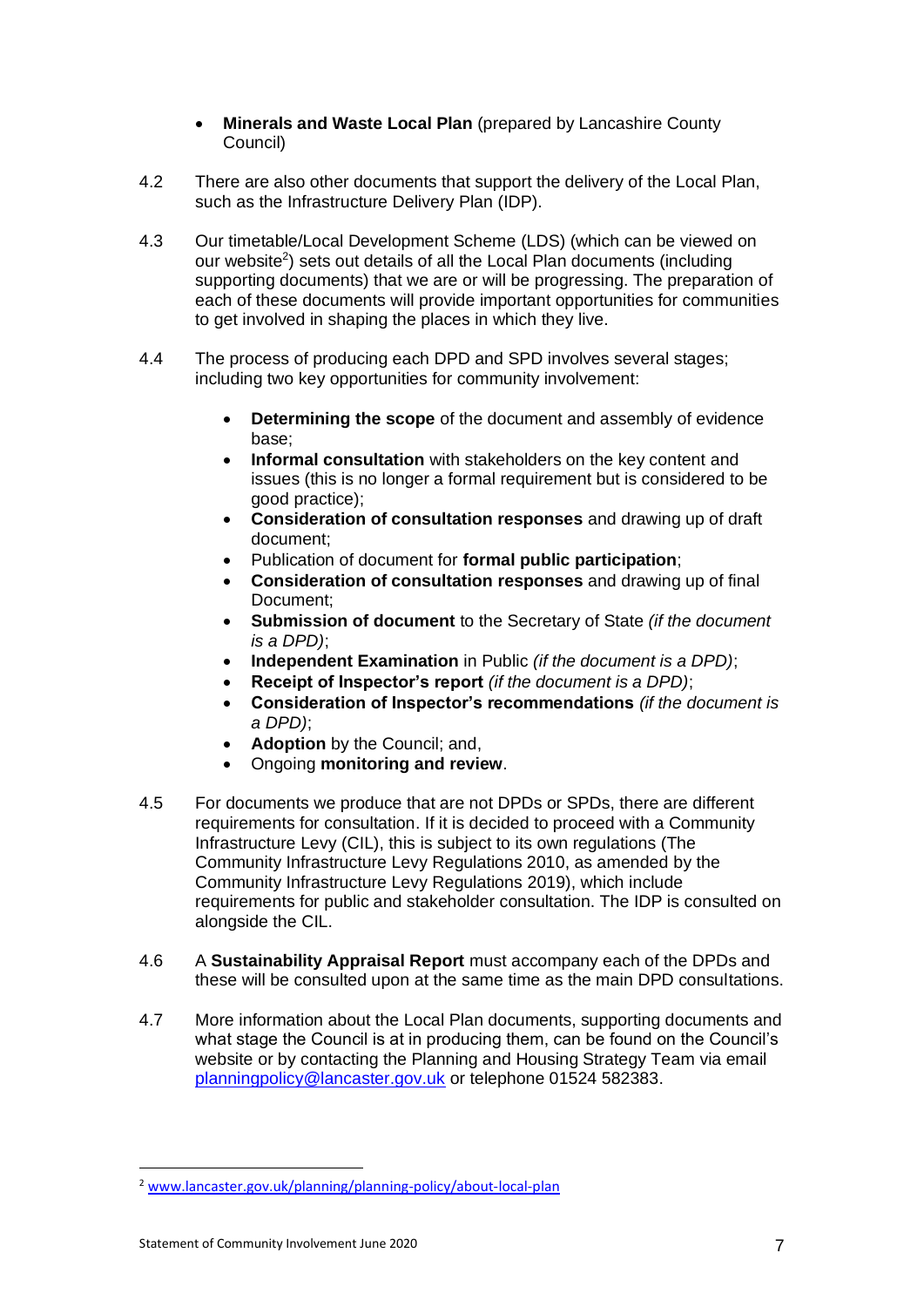- **Minerals and Waste Local Plan** (prepared by Lancashire County Council)

4.2 There are also other documents that support the delivery of the Local Plan, such as the Infrastructure Delivery Plan (IDP).

4.3 Our timetable/Local Development Scheme (LDS) (which can be viewed on our website[2]) sets out details of all the Local Plan documents (including supporting documents) that we are or will be progressing. The preparation of each of these documents will provide important opportunities for communities to get involved in shaping the places in which they live.

4.4 The process of producing each DPD and SPD involves several stages; including two key opportunities for community involvement:

- **Determining the scope** of the document and assembly of evidence base;
- **Informal consultation** with stakeholders on the key content and issues (this is no longer a formal requirement but is considered to be good practice);
- **Consideration of consultation responses** and drawing up of draft document;
- Publication of document for **formal public participation**;
- **Consideration of consultation responses** and drawing up of final Document;
- **Submission of document** to the Secretary of State *(if the document is a DPD)*;
- **Independent Examination** in Public *(if the document is a DPD)*;
- **Receipt of Inspector's report** *(if the document is a DPD)*;
- **Consideration of Inspector's recommendations** *(if the document is a DPD)*;
- **Adoption** by the Council; and,
- Ongoing **monitoring and review**.

4.5 For documents we produce that are not DPDs or SPDs, there are different requirements for consultation. If it is decided to proceed with a Community Infrastructure Levy (CIL), this is subject to its own regulations (The Community Infrastructure Levy Regulations 2010, as amended by the Community Infrastructure Levy Regulations 2019), which include requirements for public and stakeholder consultation. The IDP is consulted on alongside the CIL.

4.6 A **Sustainability Appraisal Report** must accompany each of the DPDs and these will be consulted upon at the same time as the main DPD consultations.

4.7 More information about the Local Plan documents, supporting documents and what stage the Council is at in producing them, can be found on the Council's website or by contacting the Planning and Housing Strategy Team via email planningpolicy@lancaster.gov.uk or telephone 01524 582383.

[2] www.lancaster.gov.uk/planning/planning-policy/about-local-plan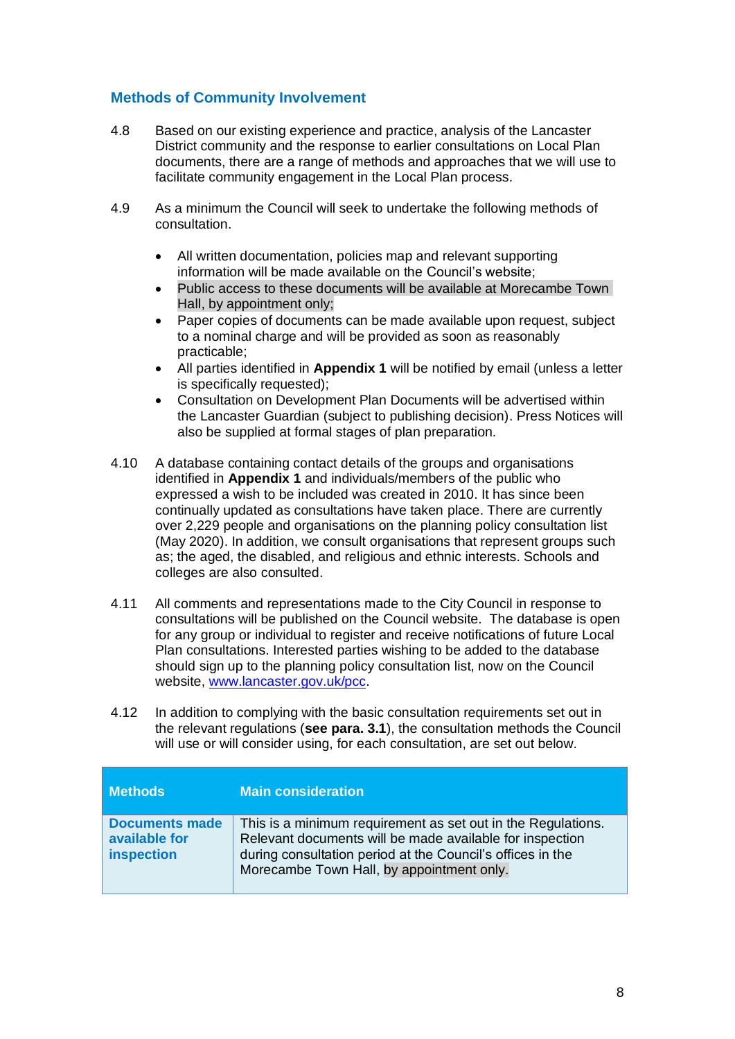## Methods of Community Involvement

4.8 Based on our existing experience and practice, analysis of the Lancaster District community and the response to earlier consultations on Local Plan documents, there are a range of methods and approaches that we will use to facilitate community engagement in the Local Plan process.

4.9 As a minimum the Council will seek to undertake the following methods of consultation.

- All written documentation, policies map and relevant supporting information will be made available on the Council's website;
- Public access to these documents will be available at Morecambe Town Hall, by appointment only;
- Paper copies of documents can be made available upon request, subject to a nominal charge and will be provided as soon as reasonably practicable;
- All parties identified in **Appendix 1** will be notified by email (unless a letter is specifically requested);
- Consultation on Development Plan Documents will be advertised within the Lancaster Guardian (subject to publishing decision). Press Notices will also be supplied at formal stages of plan preparation.

4.10 A database containing contact details of the groups and organisations identified in **Appendix 1** and individuals/members of the public who expressed a wish to be included was created in 2010. It has since been continually updated as consultations have taken place. There are currently over 2,229 people and organisations on the planning policy consultation list (May 2020). In addition, we consult organisations that represent groups such as; the aged, the disabled, and religious and ethnic interests. Schools and colleges are also consulted.

4.11 All comments and representations made to the City Council in response to consultations will be published on the Council website. The database is open for any group or individual to register and receive notifications of future Local Plan consultations. Interested parties wishing to be added to the database should sign up to the planning policy consultation list, now on the Council website, [www.lancaster.gov.uk/pcc](www.lancaster.gov.uk/pcc).

4.12 In addition to complying with the basic consultation requirements set out in the relevant regulations (**see para. 3.1**), the consultation methods the Council will use or will consider using, for each consultation, are set out below.

| Methods | Main consideration |
|---|---|
| **Documents made available for inspection** | This is a minimum requirement as set out in the Regulations. Relevant documents will be made available for inspection during consultation period at the Council's offices in the Morecambe Town Hall, by appointment only. |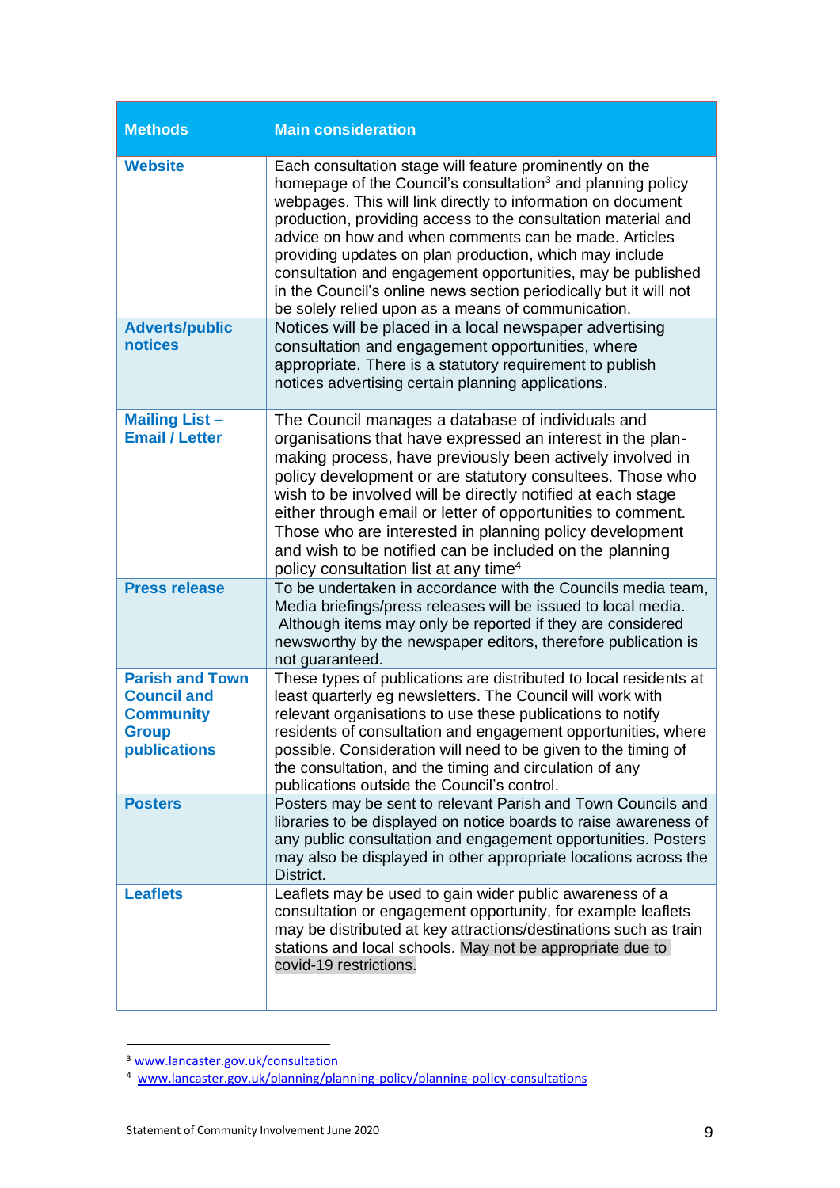| Methods | Main consideration |
| --- | --- |
| **Website** | Each consultation stage will feature prominently on the homepage of the Council's consultation[3] and planning policy webpages. This will link directly to information on document production, providing access to the consultation material and advice on how and when comments can be made. Articles providing updates on plan production, which may include consultation and engagement opportunities, may be published in the Council's online news section periodically but it will not be solely relied upon as a means of communication. |
| **Adverts/public notices** | Notices will be placed in a local newspaper advertising consultation and engagement opportunities, where appropriate. There is a statutory requirement to publish notices advertising certain planning applications. |
| **Mailing List – Email / Letter** | The Council manages a database of individuals and organisations that have expressed an interest in the plan-making process, have previously been actively involved in policy development or are statutory consultees. Those who wish to be involved will be directly notified at each stage either through email or letter of opportunities to comment. Those who are interested in planning policy development and wish to be notified can be included on the planning policy consultation list at any time[4] |
| **Press release** | To be undertaken in accordance with the Councils media team, Media briefings/press releases will be issued to local media. Although items may only be reported if they are considered newsworthy by the newspaper editors, therefore publication is not guaranteed. |
| **Parish and Town Council and Community Group publications** | These types of publications are distributed to local residents at least quarterly eg newsletters. The Council will work with relevant organisations to use these publications to notify residents of consultation and engagement opportunities, where possible. Consideration will need to be given to the timing of the consultation, and the timing and circulation of any publications outside the Council's control. |
| **Posters** | Posters may be sent to relevant Parish and Town Councils and libraries to be displayed on notice boards to raise awareness of any public consultation and engagement opportunities. Posters may also be displayed in other appropriate locations across the District. |
| **Leaflets** | Leaflets may be used to gain wider public awareness of a consultation or engagement opportunity, for example leaflets may be distributed at key attractions/destinations such as train stations and local schools. May not be appropriate due to covid-19 restrictions. |

[3] www.lancaster.gov.uk/consultation

[4] www.lancaster.gov.uk/planning/planning-policy/planning-policy-consultations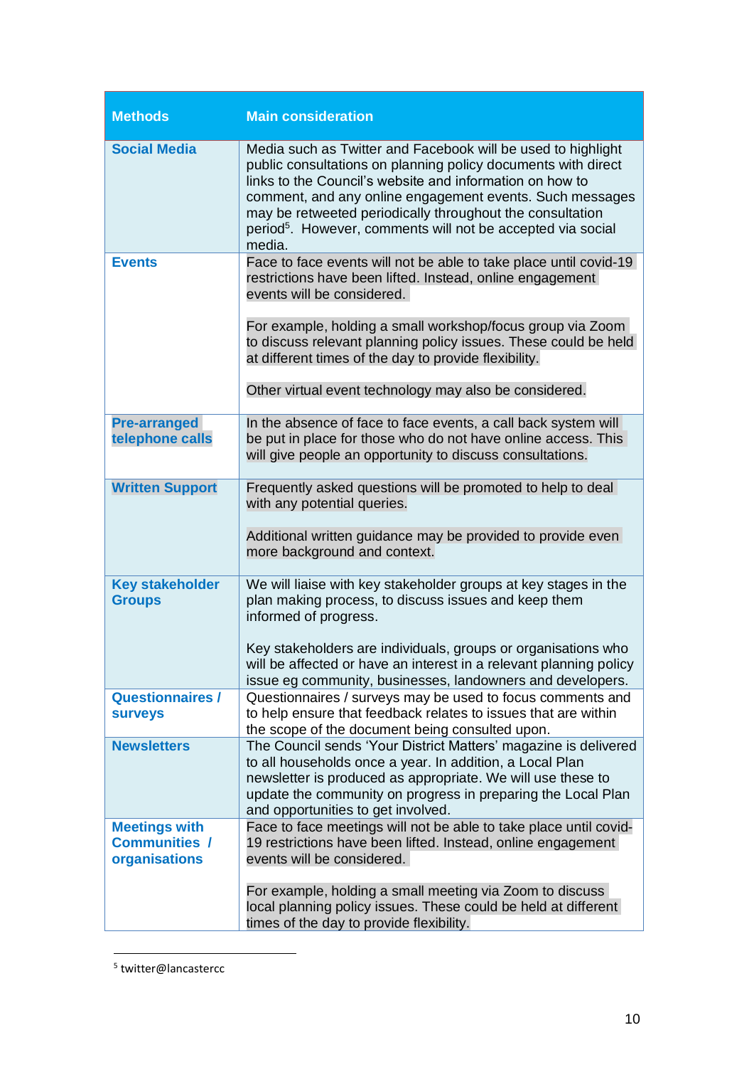| Methods | Main consideration |
|---|---|
| Social Media | Media such as Twitter and Facebook will be used to highlight public consultations on planning policy documents with direct links to the Council's website and information on how to comment, and any online engagement events. Such messages may be retweeted periodically throughout the consultation period[5]. However, comments will not be accepted via social media. |
| Events | Face to face events will not be able to take place until covid-19 restrictions have been lifted. Instead, online engagement events will be considered.<br><br>For example, holding a small workshop/focus group via Zoom to discuss relevant planning policy issues. These could be held at different times of the day to provide flexibility.<br><br>Other virtual event technology may also be considered. |
| Pre-arranged telephone calls | In the absence of face to face events, a call back system will be put in place for those who do not have online access. This will give people an opportunity to discuss consultations. |
| Written Support | Frequently asked questions will be promoted to help to deal with any potential queries.<br><br>Additional written guidance may be provided to provide even more background and context. |
| Key stakeholder Groups | We will liaise with key stakeholder groups at key stages in the plan making process, to discuss issues and keep them informed of progress.<br><br>Key stakeholders are individuals, groups or organisations who will be affected or have an interest in a relevant planning policy issue eg community, businesses, landowners and developers. |
| Questionnaires / surveys | Questionnaires / surveys may be used to focus comments and to help ensure that feedback relates to issues that are within the scope of the document being consulted upon. |
| Newsletters | The Council sends 'Your District Matters' magazine is delivered to all households once a year. In addition, a Local Plan newsletter is produced as appropriate. We will use these to update the community on progress in preparing the Local Plan and opportunities to get involved. |
| Meetings with Communities / organisations | Face to face meetings will not be able to take place until covid-19 restrictions have been lifted. Instead, online engagement events will be considered.<br><br>For example, holding a small meeting via Zoom to discuss local planning policy issues. These could be held at different times of the day to provide flexibility. |

[5] twitter@lancastercc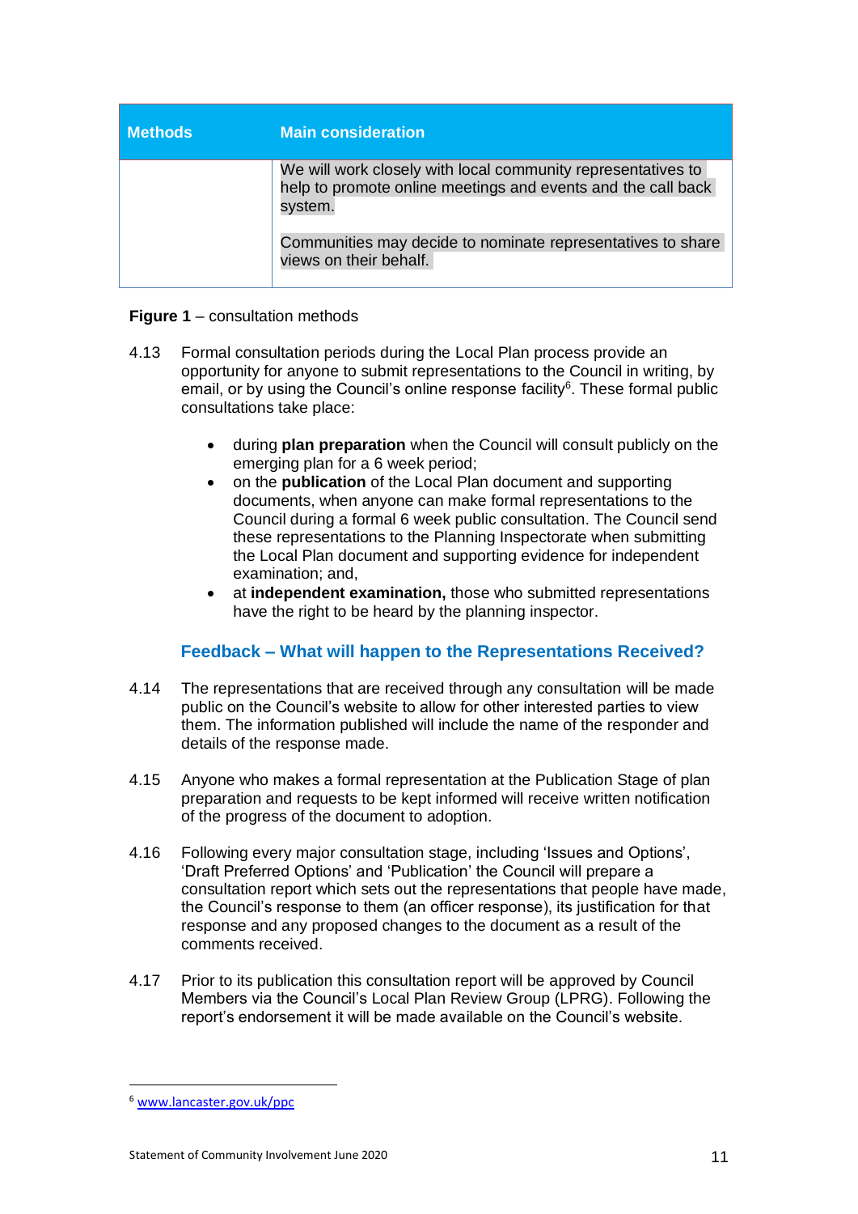| Methods | Main consideration |
|---|---|
| | We will work closely with local community representatives to help to promote online meetings and events and the call back system.<br><br>Communities may decide to nominate representatives to share views on their behalf. |

**Figure 1** – consultation methods

4.13 Formal consultation periods during the Local Plan process provide an opportunity for anyone to submit representations to the Council in writing, by email, or by using the Council's online response facility[6]. These formal public consultations take place:

- during **plan preparation** when the Council will consult publicly on the emerging plan for a 6 week period;
- on the **publication** of the Local Plan document and supporting documents, when anyone can make formal representations to the Council during a formal 6 week public consultation. The Council send these representations to the Planning Inspectorate when submitting the Local Plan document and supporting evidence for independent examination; and,
- at **independent examination,** those who submitted representations have the right to be heard by the planning inspector.

### Feedback – What will happen to the Representations Received?

4.14 The representations that are received through any consultation will be made public on the Council's website to allow for other interested parties to view them. The information published will include the name of the responder and details of the response made.

4.15 Anyone who makes a formal representation at the Publication Stage of plan preparation and requests to be kept informed will receive written notification of the progress of the document to adoption.

4.16 Following every major consultation stage, including 'Issues and Options', 'Draft Preferred Options' and 'Publication' the Council will prepare a consultation report which sets out the representations that people have made, the Council's response to them (an officer response), its justification for that response and any proposed changes to the document as a result of the comments received.

4.17 Prior to its publication this consultation report will be approved by Council Members via the Council's Local Plan Review Group (LPRG). Following the report's endorsement it will be made available on the Council's website.

---

[6] www.lancaster.gov.uk/ppc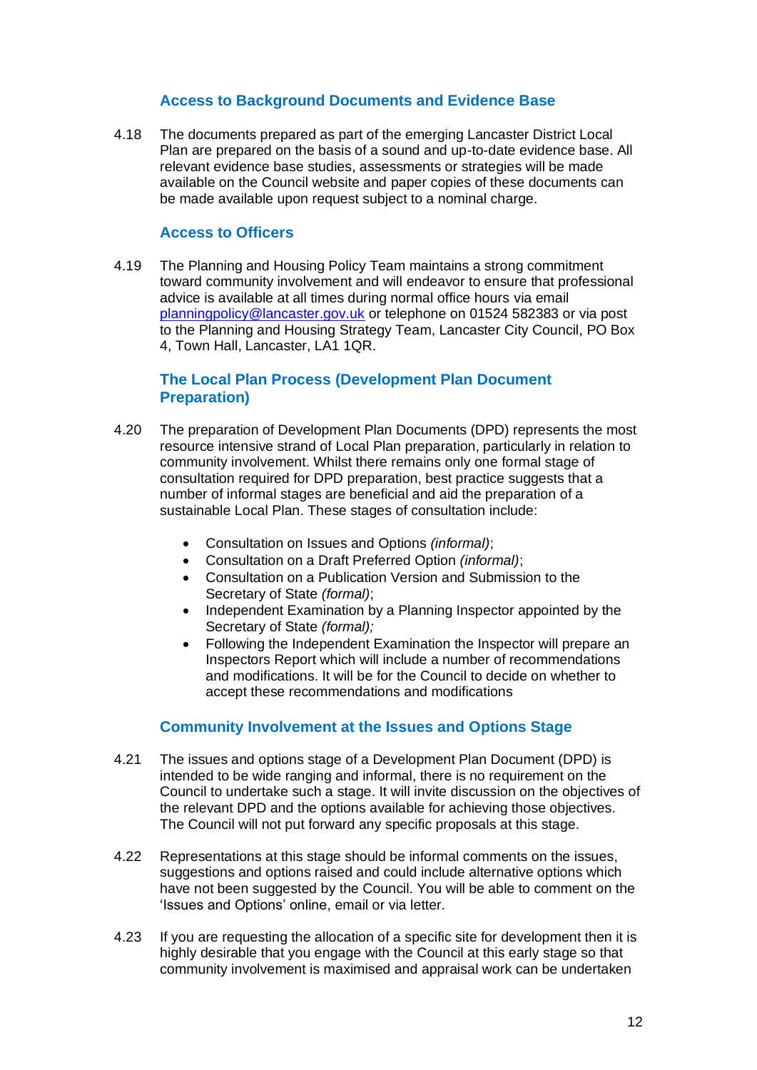### Access to Background Documents and Evidence Base

4.18 The documents prepared as part of the emerging Lancaster District Local Plan are prepared on the basis of a sound and up-to-date evidence base. All relevant evidence base studies, assessments or strategies will be made available on the Council website and paper copies of these documents can be made available upon request subject to a nominal charge.

### Access to Officers

4.19 The Planning and Housing Policy Team maintains a strong commitment toward community involvement and will endeavor to ensure that professional advice is available at all times during normal office hours via email [planningpolicy@lancaster.gov.uk](mailto:planningpolicy@lancaster.gov.uk) or telephone on 01524 582383 or via post to the Planning and Housing Strategy Team, Lancaster City Council, PO Box 4, Town Hall, Lancaster, LA1 1QR.

### The Local Plan Process (Development Plan Document Preparation)

4.20 The preparation of Development Plan Documents (DPD) represents the most resource intensive strand of Local Plan preparation, particularly in relation to community involvement. Whilst there remains only one formal stage of consultation required for DPD preparation, best practice suggests that a number of informal stages are beneficial and aid the preparation of a sustainable Local Plan. These stages of consultation include:

- Consultation on Issues and Options *(informal)*;
- Consultation on a Draft Preferred Option *(informal)*;
- Consultation on a Publication Version and Submission to the Secretary of State *(formal)*;
- Independent Examination by a Planning Inspector appointed by the Secretary of State *(formal);*
- Following the Independent Examination the Inspector will prepare an Inspectors Report which will include a number of recommendations and modifications. It will be for the Council to decide on whether to accept these recommendations and modifications

### Community Involvement at the Issues and Options Stage

4.21 The issues and options stage of a Development Plan Document (DPD) is intended to be wide ranging and informal, there is no requirement on the Council to undertake such a stage. It will invite discussion on the objectives of the relevant DPD and the options available for achieving those objectives. The Council will not put forward any specific proposals at this stage.

4.22 Representations at this stage should be informal comments on the issues, suggestions and options raised and could include alternative options which have not been suggested by the Council. You will be able to comment on the 'Issues and Options' online, email or via letter.

4.23 If you are requesting the allocation of a specific site for development then it is highly desirable that you engage with the Council at this early stage so that community involvement is maximised and appraisal work can be undertaken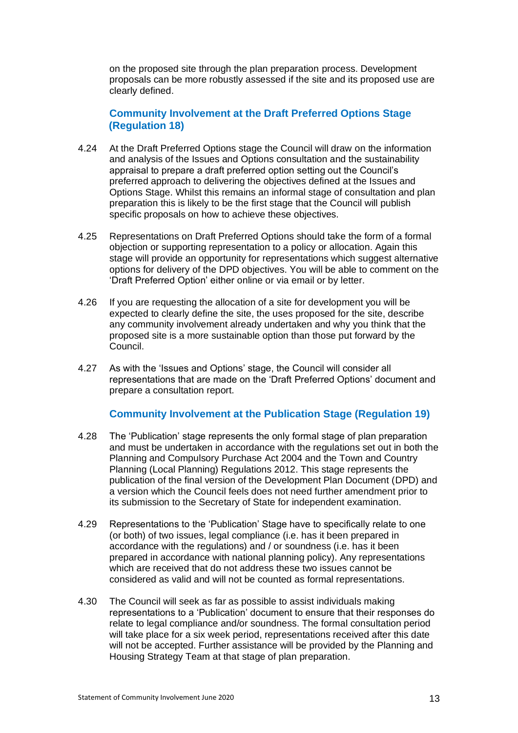on the proposed site through the plan preparation process. Development proposals can be more robustly assessed if the site and its proposed use are clearly defined.

### Community Involvement at the Draft Preferred Options Stage (Regulation 18)

4.24 At the Draft Preferred Options stage the Council will draw on the information and analysis of the Issues and Options consultation and the sustainability appraisal to prepare a draft preferred option setting out the Council's preferred approach to delivering the objectives defined at the Issues and Options Stage. Whilst this remains an informal stage of consultation and plan preparation this is likely to be the first stage that the Council will publish specific proposals on how to achieve these objectives.

4.25 Representations on Draft Preferred Options should take the form of a formal objection or supporting representation to a policy or allocation. Again this stage will provide an opportunity for representations which suggest alternative options for delivery of the DPD objectives. You will be able to comment on the 'Draft Preferred Option' either online or via email or by letter.

4.26 If you are requesting the allocation of a site for development you will be expected to clearly define the site, the uses proposed for the site, describe any community involvement already undertaken and why you think that the proposed site is a more sustainable option than those put forward by the Council.

4.27 As with the 'Issues and Options' stage, the Council will consider all representations that are made on the 'Draft Preferred Options' document and prepare a consultation report.

### Community Involvement at the Publication Stage (Regulation 19)

4.28 The 'Publication' stage represents the only formal stage of plan preparation and must be undertaken in accordance with the regulations set out in both the Planning and Compulsory Purchase Act 2004 and the Town and Country Planning (Local Planning) Regulations 2012. This stage represents the publication of the final version of the Development Plan Document (DPD) and a version which the Council feels does not need further amendment prior to its submission to the Secretary of State for independent examination.

4.29 Representations to the 'Publication' Stage have to specifically relate to one (or both) of two issues, legal compliance (i.e. has it been prepared in accordance with the regulations) and / or soundness (i.e. has it been prepared in accordance with national planning policy). Any representations which are received that do not address these two issues cannot be considered as valid and will not be counted as formal representations.

4.30 The Council will seek as far as possible to assist individuals making representations to a 'Publication' document to ensure that their responses do relate to legal compliance and/or soundness. The formal consultation period will take place for a six week period, representations received after this date will not be accepted. Further assistance will be provided by the Planning and Housing Strategy Team at that stage of plan preparation.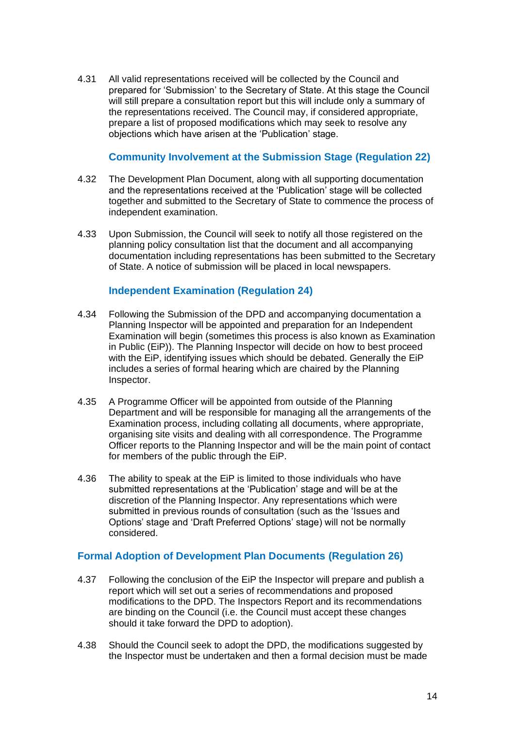4.31 All valid representations received will be collected by the Council and prepared for 'Submission' to the Secretary of State. At this stage the Council will still prepare a consultation report but this will include only a summary of the representations received. The Council may, if considered appropriate, prepare a list of proposed modifications which may seek to resolve any objections which have arisen at the 'Publication' stage.

### Community Involvement at the Submission Stage (Regulation 22)

4.32 The Development Plan Document, along with all supporting documentation and the representations received at the 'Publication' stage will be collected together and submitted to the Secretary of State to commence the process of independent examination.

4.33 Upon Submission, the Council will seek to notify all those registered on the planning policy consultation list that the document and all accompanying documentation including representations has been submitted to the Secretary of State. A notice of submission will be placed in local newspapers.

### Independent Examination (Regulation 24)

4.34 Following the Submission of the DPD and accompanying documentation a Planning Inspector will be appointed and preparation for an Independent Examination will begin (sometimes this process is also known as Examination in Public (EiP)). The Planning Inspector will decide on how to best proceed with the EiP, identifying issues which should be debated. Generally the EiP includes a series of formal hearing which are chaired by the Planning Inspector.

4.35 A Programme Officer will be appointed from outside of the Planning Department and will be responsible for managing all the arrangements of the Examination process, including collating all documents, where appropriate, organising site visits and dealing with all correspondence. The Programme Officer reports to the Planning Inspector and will be the main point of contact for members of the public through the EiP.

4.36 The ability to speak at the EiP is limited to those individuals who have submitted representations at the 'Publication' stage and will be at the discretion of the Planning Inspector. Any representations which were submitted in previous rounds of consultation (such as the 'Issues and Options' stage and 'Draft Preferred Options' stage) will not be normally considered.

## Formal Adoption of Development Plan Documents (Regulation 26)

4.37 Following the conclusion of the EiP the Inspector will prepare and publish a report which will set out a series of recommendations and proposed modifications to the DPD. The Inspectors Report and its recommendations are binding on the Council (i.e. the Council must accept these changes should it take forward the DPD to adoption).

4.38 Should the Council seek to adopt the DPD, the modifications suggested by the Inspector must be undertaken and then a formal decision must be made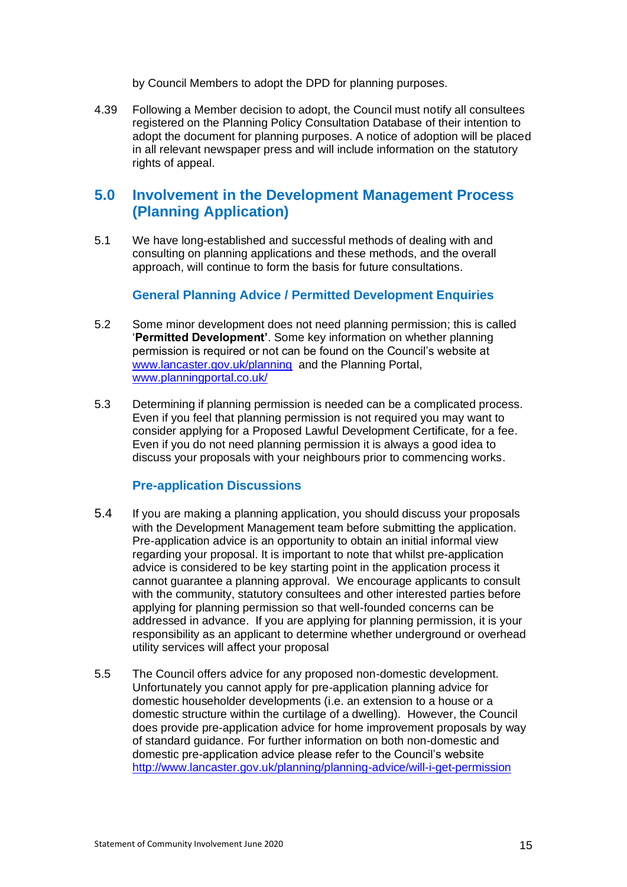by Council Members to adopt the DPD for planning purposes.

4.39 Following a Member decision to adopt, the Council must notify all consultees registered on the Planning Policy Consultation Database of their intention to adopt the document for planning purposes. A notice of adoption will be placed in all relevant newspaper press and will include information on the statutory rights of appeal.

## 5.0 Involvement in the Development Management Process (Planning Application)

5.1 We have long-established and successful methods of dealing with and consulting on planning applications and these methods, and the overall approach, will continue to form the basis for future consultations.

### General Planning Advice / Permitted Development Enquiries

5.2 Some minor development does not need planning permission; this is called '**Permitted Development'**. Some key information on whether planning permission is required or not can be found on the Council's website at www.lancaster.gov.uk/planning and the Planning Portal, www.planningportal.co.uk/

5.3 Determining if planning permission is needed can be a complicated process. Even if you feel that planning permission is not required you may want to consider applying for a Proposed Lawful Development Certificate, for a fee. Even if you do not need planning permission it is always a good idea to discuss your proposals with your neighbours prior to commencing works.

### Pre-application Discussions

5.4 If you are making a planning application, you should discuss your proposals with the Development Management team before submitting the application. Pre-application advice is an opportunity to obtain an initial informal view regarding your proposal. It is important to note that whilst pre-application advice is considered to be key starting point in the application process it cannot guarantee a planning approval. We encourage applicants to consult with the community, statutory consultees and other interested parties before applying for planning permission so that well-founded concerns can be addressed in advance. If you are applying for planning permission, it is your responsibility as an applicant to determine whether underground or overhead utility services will affect your proposal

5.5 The Council offers advice for any proposed non-domestic development. Unfortunately you cannot apply for pre-application planning advice for domestic householder developments (i.e. an extension to a house or a domestic structure within the curtilage of a dwelling). However, the Council does provide pre-application advice for home improvement proposals by way of standard guidance. For further information on both non-domestic and domestic pre-application advice please refer to the Council's website http://www.lancaster.gov.uk/planning/planning-advice/will-i-get-permission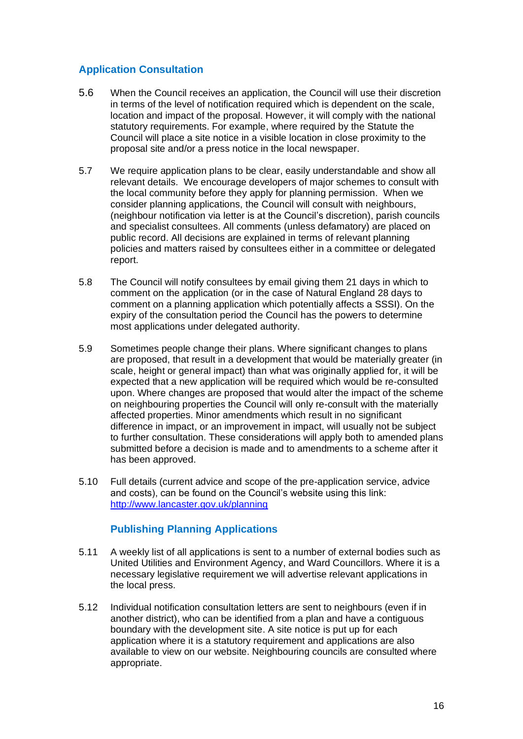## Application Consultation

5.6 When the Council receives an application, the Council will use their discretion in terms of the level of notification required which is dependent on the scale, location and impact of the proposal. However, it will comply with the national statutory requirements. For example, where required by the Statute the Council will place a site notice in a visible location in close proximity to the proposal site and/or a press notice in the local newspaper.

5.7 We require application plans to be clear, easily understandable and show all relevant details. We encourage developers of major schemes to consult with the local community before they apply for planning permission. When we consider planning applications, the Council will consult with neighbours, (neighbour notification via letter is at the Council's discretion), parish councils and specialist consultees. All comments (unless defamatory) are placed on public record. All decisions are explained in terms of relevant planning policies and matters raised by consultees either in a committee or delegated report.

5.8 The Council will notify consultees by email giving them 21 days in which to comment on the application (or in the case of Natural England 28 days to comment on a planning application which potentially affects a SSSI). On the expiry of the consultation period the Council has the powers to determine most applications under delegated authority.

5.9 Sometimes people change their plans. Where significant changes to plans are proposed, that result in a development that would be materially greater (in scale, height or general impact) than what was originally applied for, it will be expected that a new application will be required which would be re-consulted upon. Where changes are proposed that would alter the impact of the scheme on neighbouring properties the Council will only re-consult with the materially affected properties. Minor amendments which result in no significant difference in impact, or an improvement in impact, will usually not be subject to further consultation. These considerations will apply both to amended plans submitted before a decision is made and to amendments to a scheme after it has been approved.

5.10 Full details (current advice and scope of the pre-application service, advice and costs), can be found on the Council's website using this link: [http://www.lancaster.gov.uk/planning](http://www.lancaster.gov.uk/planning)

### Publishing Planning Applications

5.11 A weekly list of all applications is sent to a number of external bodies such as United Utilities and Environment Agency, and Ward Councillors. Where it is a necessary legislative requirement we will advertise relevant applications in the local press.

5.12 Individual notification consultation letters are sent to neighbours (even if in another district), who can be identified from a plan and have a contiguous boundary with the development site. A site notice is put up for each application where it is a statutory requirement and applications are also available to view on our website. Neighbouring councils are consulted where appropriate.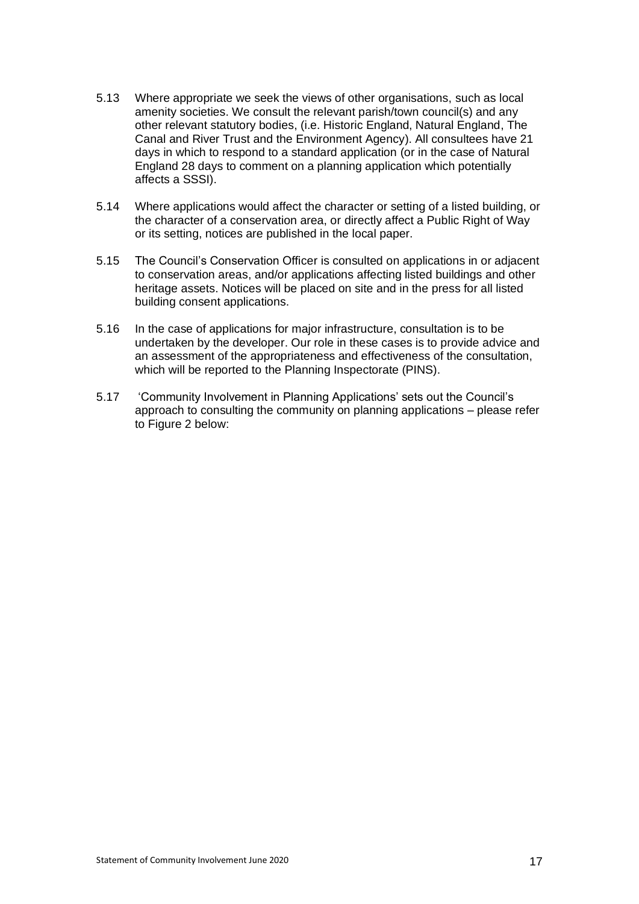5.13 Where appropriate we seek the views of other organisations, such as local amenity societies. We consult the relevant parish/town council(s) and any other relevant statutory bodies, (i.e. Historic England, Natural England, The Canal and River Trust and the Environment Agency). All consultees have 21 days in which to respond to a standard application (or in the case of Natural England 28 days to comment on a planning application which potentially affects a SSSI).

5.14 Where applications would affect the character or setting of a listed building, or the character of a conservation area, or directly affect a Public Right of Way or its setting, notices are published in the local paper.

5.15 The Council's Conservation Officer is consulted on applications in or adjacent to conservation areas, and/or applications affecting listed buildings and other heritage assets. Notices will be placed on site and in the press for all listed building consent applications.

5.16 In the case of applications for major infrastructure, consultation is to be undertaken by the developer. Our role in these cases is to provide advice and an assessment of the appropriateness and effectiveness of the consultation, which will be reported to the Planning Inspectorate (PINS).

5.17 'Community Involvement in Planning Applications' sets out the Council's approach to consulting the community on planning applications – please refer to Figure 2 below: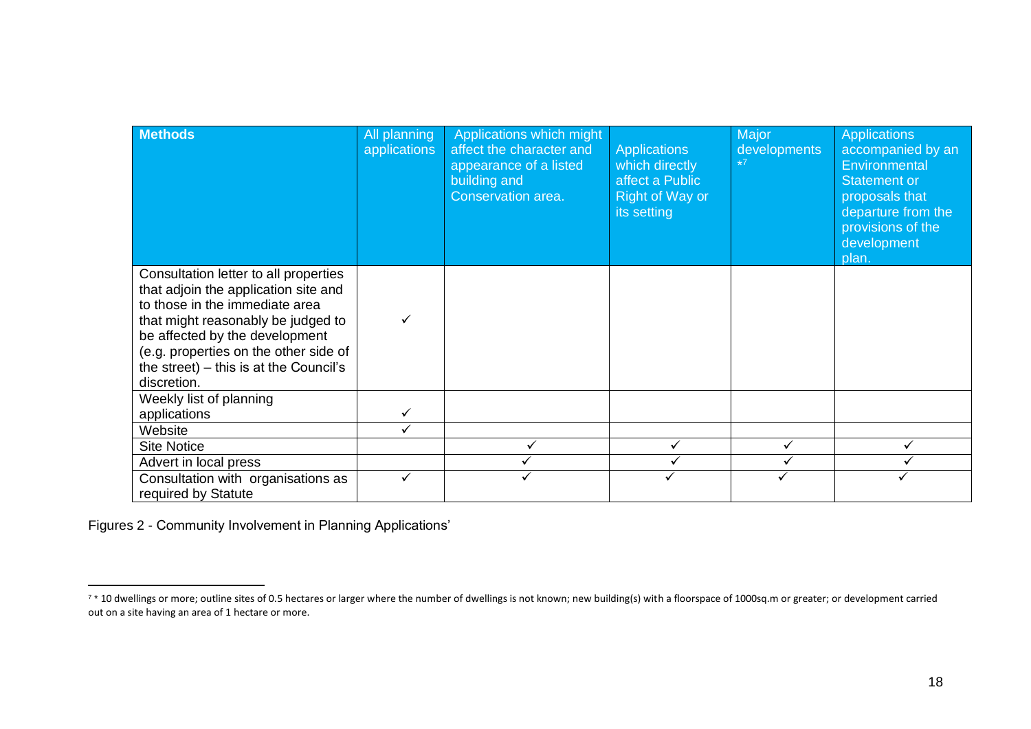| Methods | All planning applications | Applications which might affect the character and appearance of a listed building and Conservation area. | Applications which directly affect a Public Right of Way or its setting | Major developments *[7] | Applications accompanied by an Environmental Statement or proposals that departure from the provisions of the development plan. |
|---|---|---|---|---|---|
| Consultation letter to all properties that adjoin the application site and to those in the immediate area that might reasonably be judged to be affected by the development (e.g. properties on the other side of the street) – this is at the Council's discretion. | ✓ | | | | |
| Weekly list of planning applications | ✓ | | | | |
| Website | ✓ | | | | |
| Site Notice | | ✓ | ✓ | ✓ | ✓ |
| Advert in local press | | ✓ | ✓ | ✓ | ✓ |
| Consultation with organisations as required by Statute | ✓ | ✓ | ✓ | ✓ | ✓ |

Figures 2 - Community Involvement in Planning Applications'

[7] * 10 dwellings or more; outline sites of 0.5 hectares or larger where the number of dwellings is not known; new building(s) with a floorspace of 1000sq.m or greater; or development carried out on a site having an area of 1 hectare or more.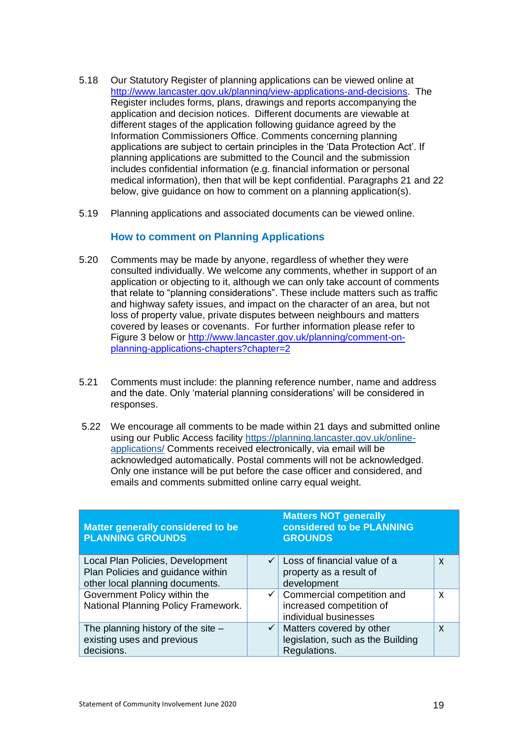5.18 Our Statutory Register of planning applications can be viewed online at http://www.lancaster.gov.uk/planning/view-applications-and-decisions. The Register includes forms, plans, drawings and reports accompanying the application and decision notices. Different documents are viewable at different stages of the application following guidance agreed by the Information Commissioners Office. Comments concerning planning applications are subject to certain principles in the 'Data Protection Act'. If planning applications are submitted to the Council and the submission includes confidential information (e.g. financial information or personal medical information), then that will be kept confidential. Paragraphs 21 and 22 below, give guidance on how to comment on a planning application(s).

5.19 Planning applications and associated documents can be viewed online.

### How to comment on Planning Applications

5.20 Comments may be made by anyone, regardless of whether they were consulted individually. We welcome any comments, whether in support of an application or objecting to it, although we can only take account of comments that relate to "planning considerations". These include matters such as traffic and highway safety issues, and impact on the character of an area, but not loss of property value, private disputes between neighbours and matters covered by leases or covenants. For further information please refer to Figure 3 below or http://www.lancaster.gov.uk/planning/comment-on-planning-applications-chapters?chapter=2

5.21 Comments must include: the planning reference number, name and address and the date. Only 'material planning considerations' will be considered in responses.

5.22 We encourage all comments to be made within 21 days and submitted online using our Public Access facility https://planning.lancaster.gov.uk/online-applications/ Comments received electronically, via email will be acknowledged automatically. Postal comments will not be acknowledged. Only one instance will be put before the case officer and considered, and emails and comments submitted online carry equal weight.

| Matter generally considered to be PLANNING GROUNDS | | Matters NOT generally considered to be PLANNING GROUNDS | |
|---|---|---|---|
| Local Plan Policies, Development Plan Policies and guidance within other local planning documents. | ✓ | Loss of financial value of a property as a result of development | X |
| Government Policy within the National Planning Policy Framework. | ✓ | Commercial competition and increased competition of individual businesses | X |
| The planning history of the site – existing uses and previous decisions. | ✓ | Matters covered by other legislation, such as the Building Regulations. | X |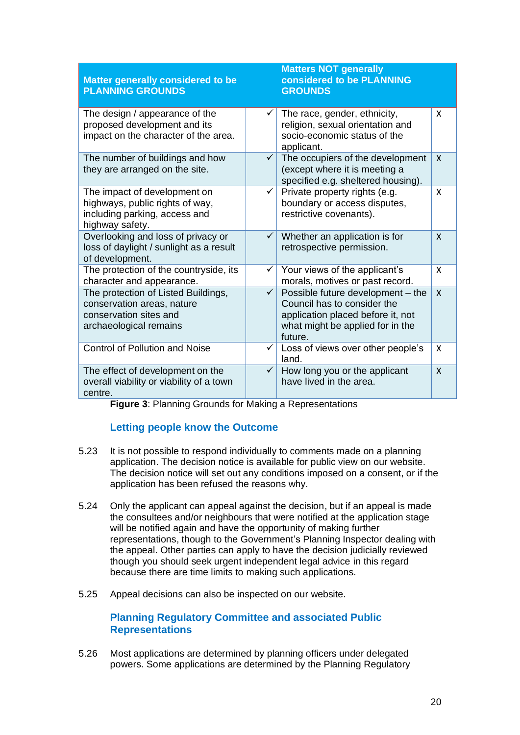| Matter generally considered to be PLANNING GROUNDS | | Matters NOT generally considered to be PLANNING GROUNDS | |
|---|---|---|---|
| The design / appearance of the proposed development and its impact on the character of the area. | ✓ | The race, gender, ethnicity, religion, sexual orientation and socio-economic status of the applicant. | X |
| The number of buildings and how they are arranged on the site. | ✓ | The occupiers of the development (except where it is meeting a specified e.g. sheltered housing). | X |
| The impact of development on highways, public rights of way, including parking, access and highway safety. | ✓ | Private property rights (e.g. boundary or access disputes, restrictive covenants). | X |
| Overlooking and loss of privacy or loss of daylight / sunlight as a result of development. | ✓ | Whether an application is for retrospective permission. | X |
| The protection of the countryside, its character and appearance. | ✓ | Your views of the applicant's morals, motives or past record. | X |
| The protection of Listed Buildings, conservation areas, nature conservation sites and archaeological remains | ✓ | Possible future development – the Council has to consider the application placed before it, not what might be applied for in the future. | X |
| Control of Pollution and Noise | ✓ | Loss of views over other people's land. | X |
| The effect of development on the overall viability or viability of a town centre. | ✓ | How long you or the applicant have lived in the area. | X |

**Figure 3**: Planning Grounds for Making a Representations

### Letting people know the Outcome

5.23 It is not possible to respond individually to comments made on a planning application. The decision notice is available for public view on our website. The decision notice will set out any conditions imposed on a consent, or if the application has been refused the reasons why.

5.24 Only the applicant can appeal against the decision, but if an appeal is made the consultees and/or neighbours that were notified at the application stage will be notified again and have the opportunity of making further representations, though to the Government's Planning Inspector dealing with the appeal. Other parties can apply to have the decision judicially reviewed though you should seek urgent independent legal advice in this regard because there are time limits to making such applications.

5.25 Appeal decisions can also be inspected on our website.

### Planning Regulatory Committee and associated Public Representations

5.26 Most applications are determined by planning officers under delegated powers. Some applications are determined by the Planning Regulatory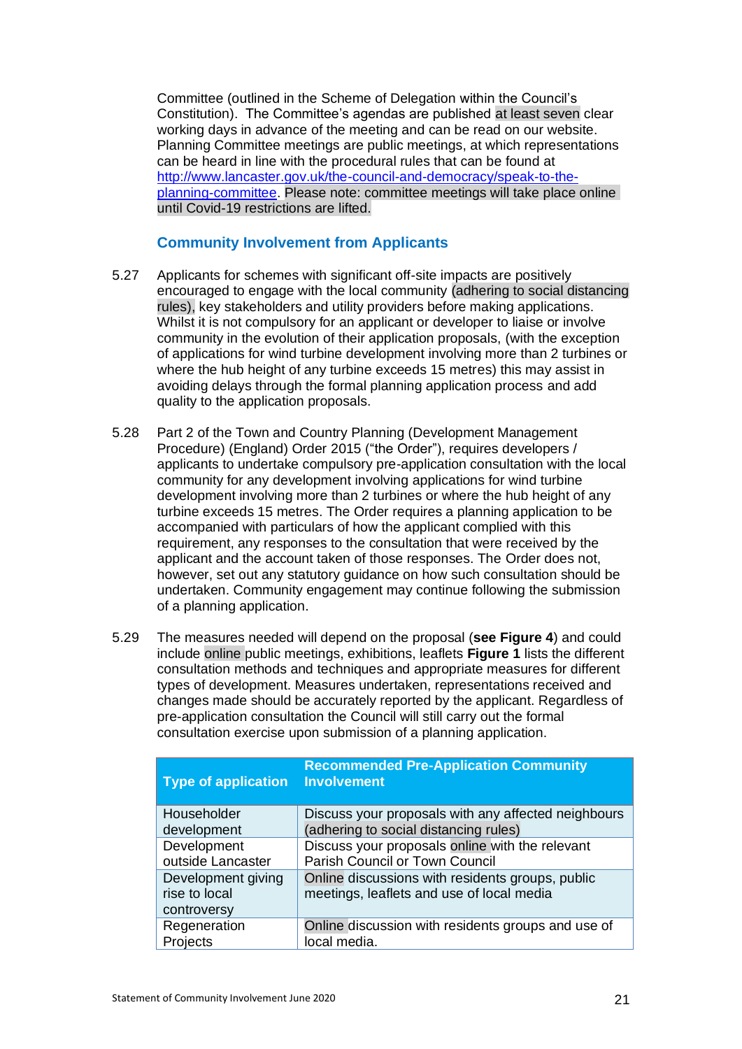Committee (outlined in the Scheme of Delegation within the Council's Constitution). The Committee's agendas are published at least seven clear working days in advance of the meeting and can be read on our website. Planning Committee meetings are public meetings, at which representations can be heard in line with the procedural rules that can be found at [http://www.lancaster.gov.uk/the-council-and-democracy/speak-to-the-planning-committee](http://www.lancaster.gov.uk/the-council-and-democracy/speak-to-the-planning-committee). Please note: committee meetings will take place online until Covid-19 restrictions are lifted.

### Community Involvement from Applicants

5.27 Applicants for schemes with significant off-site impacts are positively encouraged to engage with the local community (adhering to social distancing rules), key stakeholders and utility providers before making applications. Whilst it is not compulsory for an applicant or developer to liaise or involve community in the evolution of their application proposals, (with the exception of applications for wind turbine development involving more than 2 turbines or where the hub height of any turbine exceeds 15 metres) this may assist in avoiding delays through the formal planning application process and add quality to the application proposals.

5.28 Part 2 of the Town and Country Planning (Development Management Procedure) (England) Order 2015 ("the Order"), requires developers / applicants to undertake compulsory pre-application consultation with the local community for any development involving applications for wind turbine development involving more than 2 turbines or where the hub height of any turbine exceeds 15 metres. The Order requires a planning application to be accompanied with particulars of how the applicant complied with this requirement, any responses to the consultation that were received by the applicant and the account taken of those responses. The Order does not, however, set out any statutory guidance on how such consultation should be undertaken. Community engagement may continue following the submission of a planning application.

5.29 The measures needed will depend on the proposal (**see Figure 4**) and could include online public meetings, exhibitions, leaflets **Figure 1** lists the different consultation methods and techniques and appropriate measures for different types of development. Measures undertaken, representations received and changes made should be accurately reported by the applicant. Regardless of pre-application consultation the Council will still carry out the formal consultation exercise upon submission of a planning application.

| Type of application | Recommended Pre-Application Community Involvement |
|---|---|
| Householder development | Discuss your proposals with any affected neighbours (adhering to social distancing rules) |
| Development outside Lancaster | Discuss your proposals online with the relevant Parish Council or Town Council |
| Development giving rise to local controversy | Online discussions with residents groups, public meetings, leaflets and use of local media |
| Regeneration Projects | Online discussion with residents groups and use of local media. |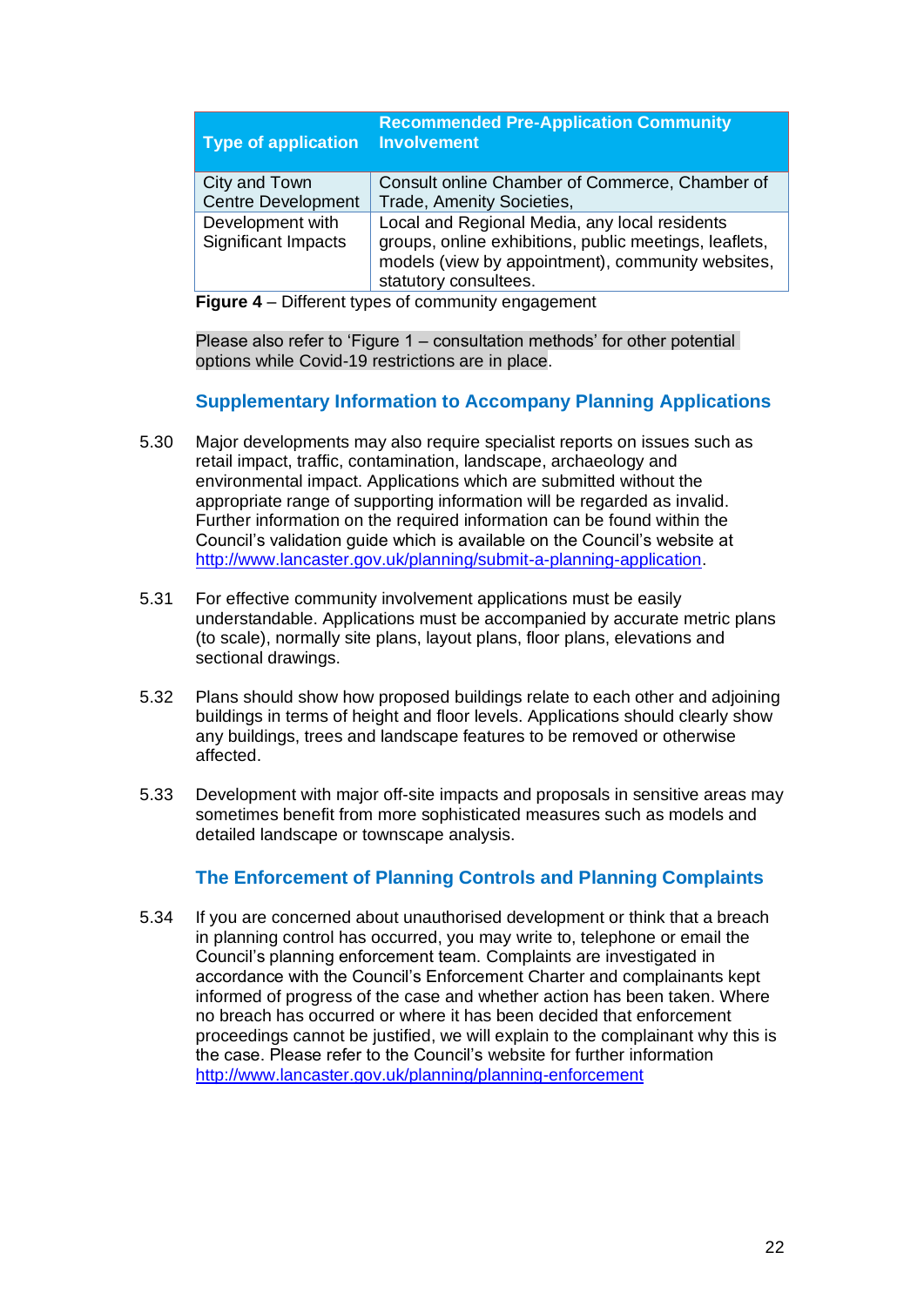| Type of application | Recommended Pre-Application Community Involvement |
|---|---|
| City and Town Centre Development | Consult online Chamber of Commerce, Chamber of Trade, Amenity Societies, |
| Development with Significant Impacts | Local and Regional Media, any local residents groups, online exhibitions, public meetings, leaflets, models (view by appointment), community websites, statutory consultees. |

**Figure 4** – Different types of community engagement

Please also refer to 'Figure 1 – consultation methods' for other potential options while Covid-19 restrictions are in place.

### Supplementary Information to Accompany Planning Applications

5.30 Major developments may also require specialist reports on issues such as retail impact, traffic, contamination, landscape, archaeology and environmental impact. Applications which are submitted without the appropriate range of supporting information will be regarded as invalid. Further information on the required information can be found within the Council's validation guide which is available on the Council's website at http://www.lancaster.gov.uk/planning/submit-a-planning-application.

5.31 For effective community involvement applications must be easily understandable. Applications must be accompanied by accurate metric plans (to scale), normally site plans, layout plans, floor plans, elevations and sectional drawings.

5.32 Plans should show how proposed buildings relate to each other and adjoining buildings in terms of height and floor levels. Applications should clearly show any buildings, trees and landscape features to be removed or otherwise affected.

5.33 Development with major off-site impacts and proposals in sensitive areas may sometimes benefit from more sophisticated measures such as models and detailed landscape or townscape analysis.

### The Enforcement of Planning Controls and Planning Complaints

5.34 If you are concerned about unauthorised development or think that a breach in planning control has occurred, you may write to, telephone or email the Council's planning enforcement team. Complaints are investigated in accordance with the Council's Enforcement Charter and complainants kept informed of progress of the case and whether action has been taken. Where no breach has occurred or where it has been decided that enforcement proceedings cannot be justified, we will explain to the complainant why this is the case. Please refer to the Council's website for further information http://www.lancaster.gov.uk/planning/planning-enforcement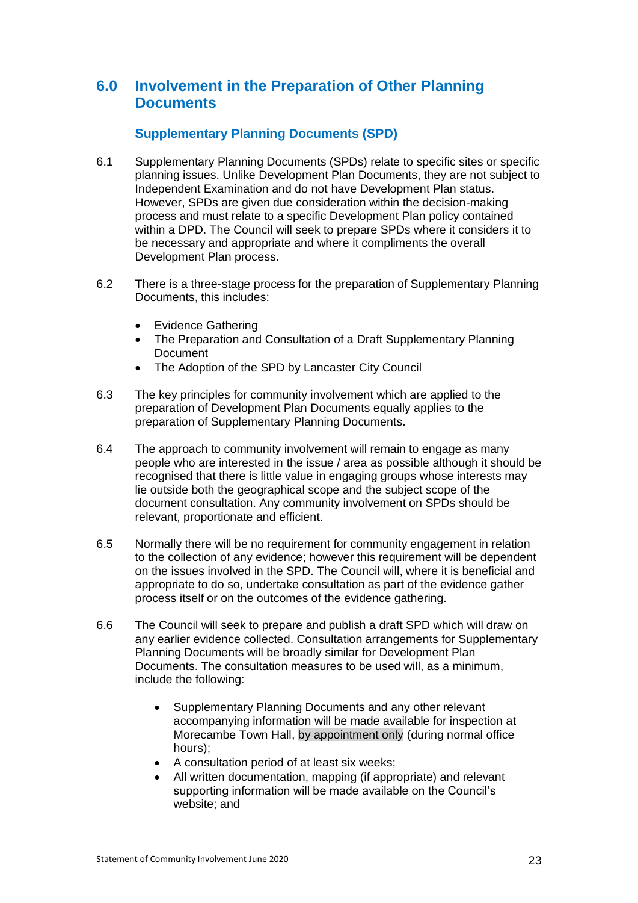## 6.0 Involvement in the Preparation of Other Planning Documents

### Supplementary Planning Documents (SPD)

6.1 Supplementary Planning Documents (SPDs) relate to specific sites or specific planning issues. Unlike Development Plan Documents, they are not subject to Independent Examination and do not have Development Plan status. However, SPDs are given due consideration within the decision-making process and must relate to a specific Development Plan policy contained within a DPD. The Council will seek to prepare SPDs where it considers it to be necessary and appropriate and where it compliments the overall Development Plan process.

6.2 There is a three-stage process for the preparation of Supplementary Planning Documents, this includes:

- Evidence Gathering
- The Preparation and Consultation of a Draft Supplementary Planning Document
- The Adoption of the SPD by Lancaster City Council

6.3 The key principles for community involvement which are applied to the preparation of Development Plan Documents equally applies to the preparation of Supplementary Planning Documents.

6.4 The approach to community involvement will remain to engage as many people who are interested in the issue / area as possible although it should be recognised that there is little value in engaging groups whose interests may lie outside both the geographical scope and the subject scope of the document consultation. Any community involvement on SPDs should be relevant, proportionate and efficient.

6.5 Normally there will be no requirement for community engagement in relation to the collection of any evidence; however this requirement will be dependent on the issues involved in the SPD. The Council will, where it is beneficial and appropriate to do so, undertake consultation as part of the evidence gather process itself or on the outcomes of the evidence gathering.

6.6 The Council will seek to prepare and publish a draft SPD which will draw on any earlier evidence collected. Consultation arrangements for Supplementary Planning Documents will be broadly similar for Development Plan Documents. The consultation measures to be used will, as a minimum, include the following:

- Supplementary Planning Documents and any other relevant accompanying information will be made available for inspection at Morecambe Town Hall, by appointment only (during normal office hours);
- A consultation period of at least six weeks;
- All written documentation, mapping (if appropriate) and relevant supporting information will be made available on the Council's website; and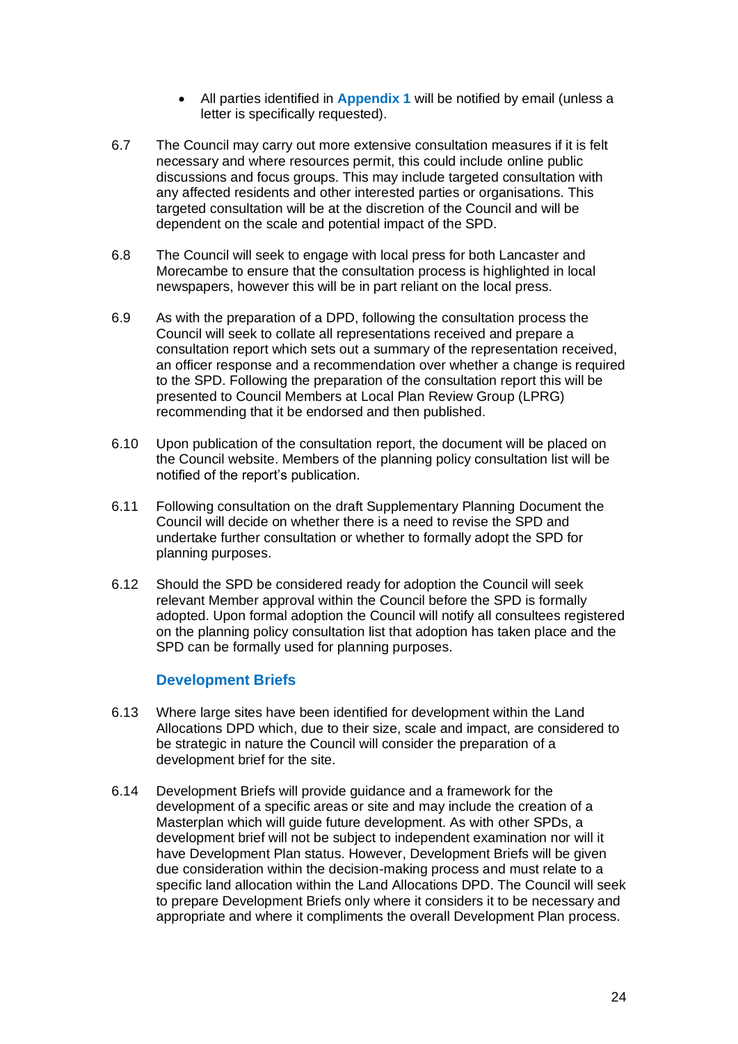- All parties identified in **Appendix 1** will be notified by email (unless a letter is specifically requested).

6.7 The Council may carry out more extensive consultation measures if it is felt necessary and where resources permit, this could include online public discussions and focus groups. This may include targeted consultation with any affected residents and other interested parties or organisations. This targeted consultation will be at the discretion of the Council and will be dependent on the scale and potential impact of the SPD.

6.8 The Council will seek to engage with local press for both Lancaster and Morecambe to ensure that the consultation process is highlighted in local newspapers, however this will be in part reliant on the local press.

6.9 As with the preparation of a DPD, following the consultation process the Council will seek to collate all representations received and prepare a consultation report which sets out a summary of the representation received, an officer response and a recommendation over whether a change is required to the SPD. Following the preparation of the consultation report this will be presented to Council Members at Local Plan Review Group (LPRG) recommending that it be endorsed and then published.

6.10 Upon publication of the consultation report, the document will be placed on the Council website. Members of the planning policy consultation list will be notified of the report's publication.

6.11 Following consultation on the draft Supplementary Planning Document the Council will decide on whether there is a need to revise the SPD and undertake further consultation or whether to formally adopt the SPD for planning purposes.

6.12 Should the SPD be considered ready for adoption the Council will seek relevant Member approval within the Council before the SPD is formally adopted. Upon formal adoption the Council will notify all consultees registered on the planning policy consultation list that adoption has taken place and the SPD can be formally used for planning purposes.

### Development Briefs

6.13 Where large sites have been identified for development within the Land Allocations DPD which, due to their size, scale and impact, are considered to be strategic in nature the Council will consider the preparation of a development brief for the site.

6.14 Development Briefs will provide guidance and a framework for the development of a specific areas or site and may include the creation of a Masterplan which will guide future development. As with other SPDs, a development brief will not be subject to independent examination nor will it have Development Plan status. However, Development Briefs will be given due consideration within the decision-making process and must relate to a specific land allocation within the Land Allocations DPD. The Council will seek to prepare Development Briefs only where it considers it to be necessary and appropriate and where it compliments the overall Development Plan process.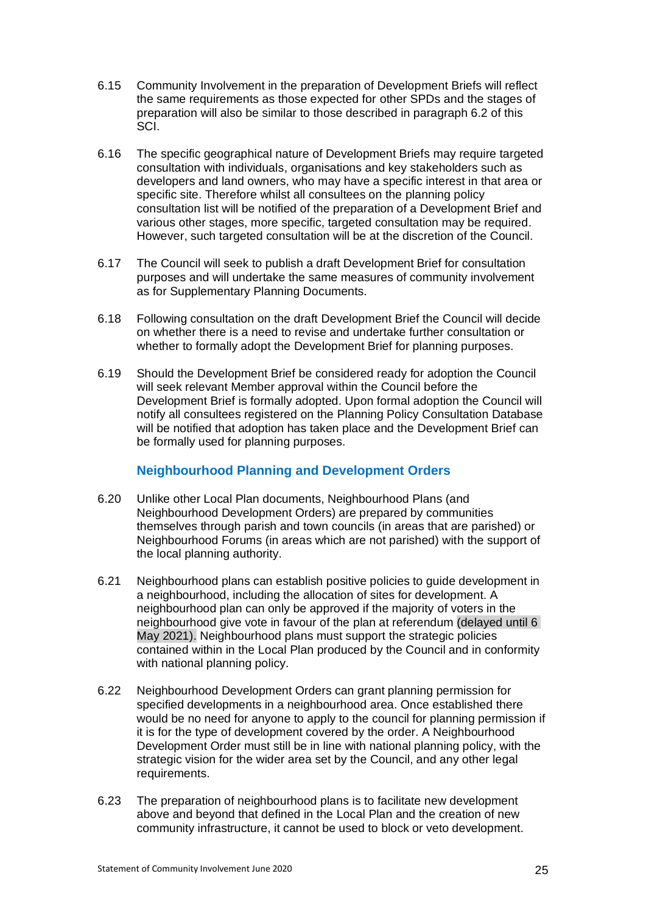6.15 Community Involvement in the preparation of Development Briefs will reflect the same requirements as those expected for other SPDs and the stages of preparation will also be similar to those described in paragraph 6.2 of this SCI.

6.16 The specific geographical nature of Development Briefs may require targeted consultation with individuals, organisations and key stakeholders such as developers and land owners, who may have a specific interest in that area or specific site. Therefore whilst all consultees on the planning policy consultation list will be notified of the preparation of a Development Brief and various other stages, more specific, targeted consultation may be required. However, such targeted consultation will be at the discretion of the Council.

6.17 The Council will seek to publish a draft Development Brief for consultation purposes and will undertake the same measures of community involvement as for Supplementary Planning Documents.

6.18 Following consultation on the draft Development Brief the Council will decide on whether there is a need to revise and undertake further consultation or whether to formally adopt the Development Brief for planning purposes.

6.19 Should the Development Brief be considered ready for adoption the Council will seek relevant Member approval within the Council before the Development Brief is formally adopted. Upon formal adoption the Council will notify all consultees registered on the Planning Policy Consultation Database will be notified that adoption has taken place and the Development Brief can be formally used for planning purposes.

### Neighbourhood Planning and Development Orders

6.20 Unlike other Local Plan documents, Neighbourhood Plans (and Neighbourhood Development Orders) are prepared by communities themselves through parish and town councils (in areas that are parished) or Neighbourhood Forums (in areas which are not parished) with the support of the local planning authority.

6.21 Neighbourhood plans can establish positive policies to guide development in a neighbourhood, including the allocation of sites for development. A neighbourhood plan can only be approved if the majority of voters in the neighbourhood give vote in favour of the plan at referendum (delayed until 6 May 2021). Neighbourhood plans must support the strategic policies contained within in the Local Plan produced by the Council and in conformity with national planning policy.

6.22 Neighbourhood Development Orders can grant planning permission for specified developments in a neighbourhood area. Once established there would be no need for anyone to apply to the council for planning permission if it is for the type of development covered by the order. A Neighbourhood Development Order must still be in line with national planning policy, with the strategic vision for the wider area set by the Council, and any other legal requirements.

6.23 The preparation of neighbourhood plans is to facilitate new development above and beyond that defined in the Local Plan and the creation of new community infrastructure, it cannot be used to block or veto development.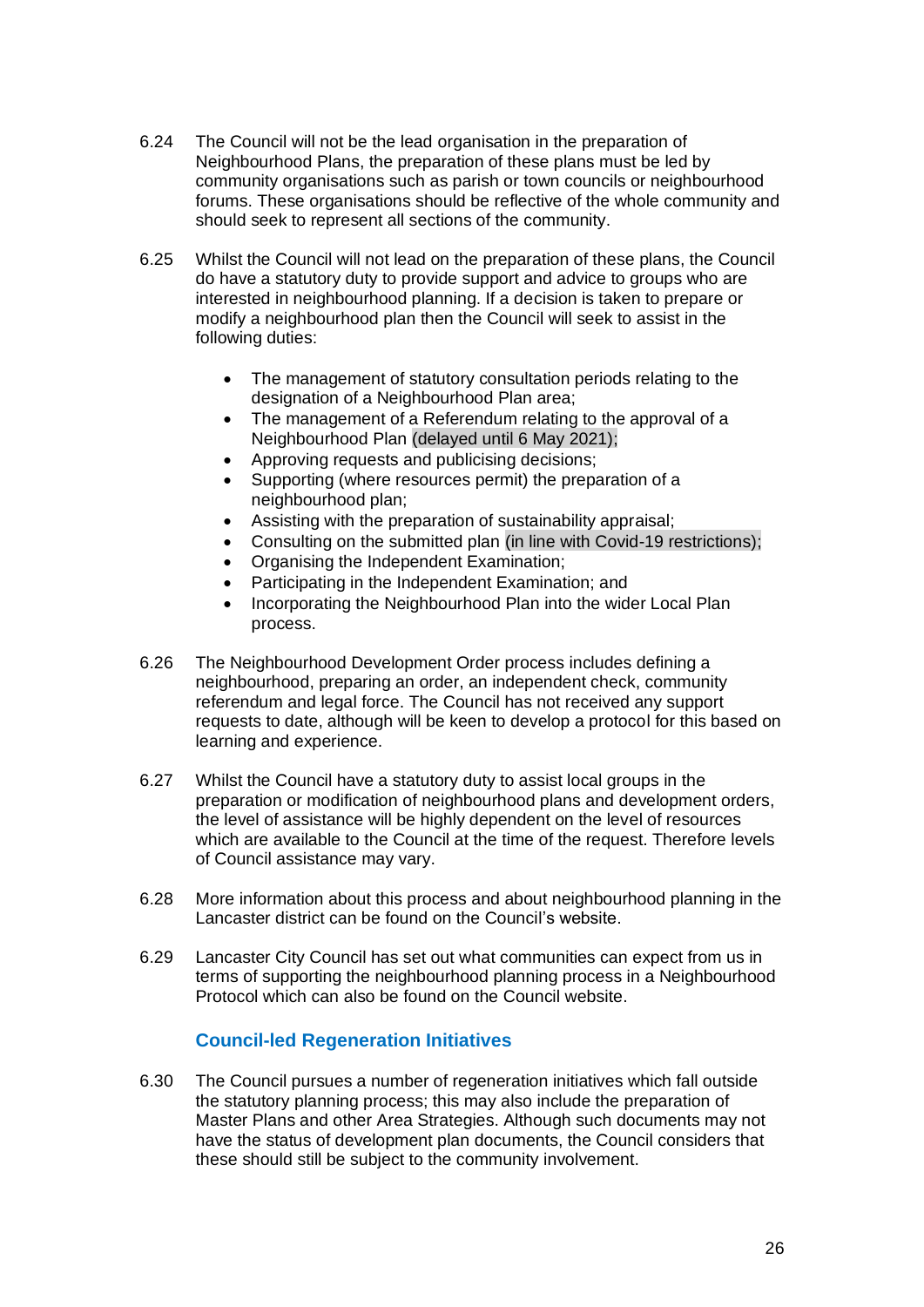6.24 The Council will not be the lead organisation in the preparation of Neighbourhood Plans, the preparation of these plans must be led by community organisations such as parish or town councils or neighbourhood forums. These organisations should be reflective of the whole community and should seek to represent all sections of the community.

6.25 Whilst the Council will not lead on the preparation of these plans, the Council do have a statutory duty to provide support and advice to groups who are interested in neighbourhood planning. If a decision is taken to prepare or modify a neighbourhood plan then the Council will seek to assist in the following duties:

- The management of statutory consultation periods relating to the designation of a Neighbourhood Plan area;
- The management of a Referendum relating to the approval of a Neighbourhood Plan (delayed until 6 May 2021);
- Approving requests and publicising decisions;
- Supporting (where resources permit) the preparation of a neighbourhood plan;
- Assisting with the preparation of sustainability appraisal;
- Consulting on the submitted plan (in line with Covid-19 restrictions);
- Organising the Independent Examination;
- Participating in the Independent Examination; and
- Incorporating the Neighbourhood Plan into the wider Local Plan process.

6.26 The Neighbourhood Development Order process includes defining a neighbourhood, preparing an order, an independent check, community referendum and legal force. The Council has not received any support requests to date, although will be keen to develop a protocol for this based on learning and experience.

6.27 Whilst the Council have a statutory duty to assist local groups in the preparation or modification of neighbourhood plans and development orders, the level of assistance will be highly dependent on the level of resources which are available to the Council at the time of the request. Therefore levels of Council assistance may vary.

6.28 More information about this process and about neighbourhood planning in the Lancaster district can be found on the Council's website.

6.29 Lancaster City Council has set out what communities can expect from us in terms of supporting the neighbourhood planning process in a Neighbourhood Protocol which can also be found on the Council website.

### Council-led Regeneration Initiatives

6.30 The Council pursues a number of regeneration initiatives which fall outside the statutory planning process; this may also include the preparation of Master Plans and other Area Strategies. Although such documents may not have the status of development plan documents, the Council considers that these should still be subject to the community involvement.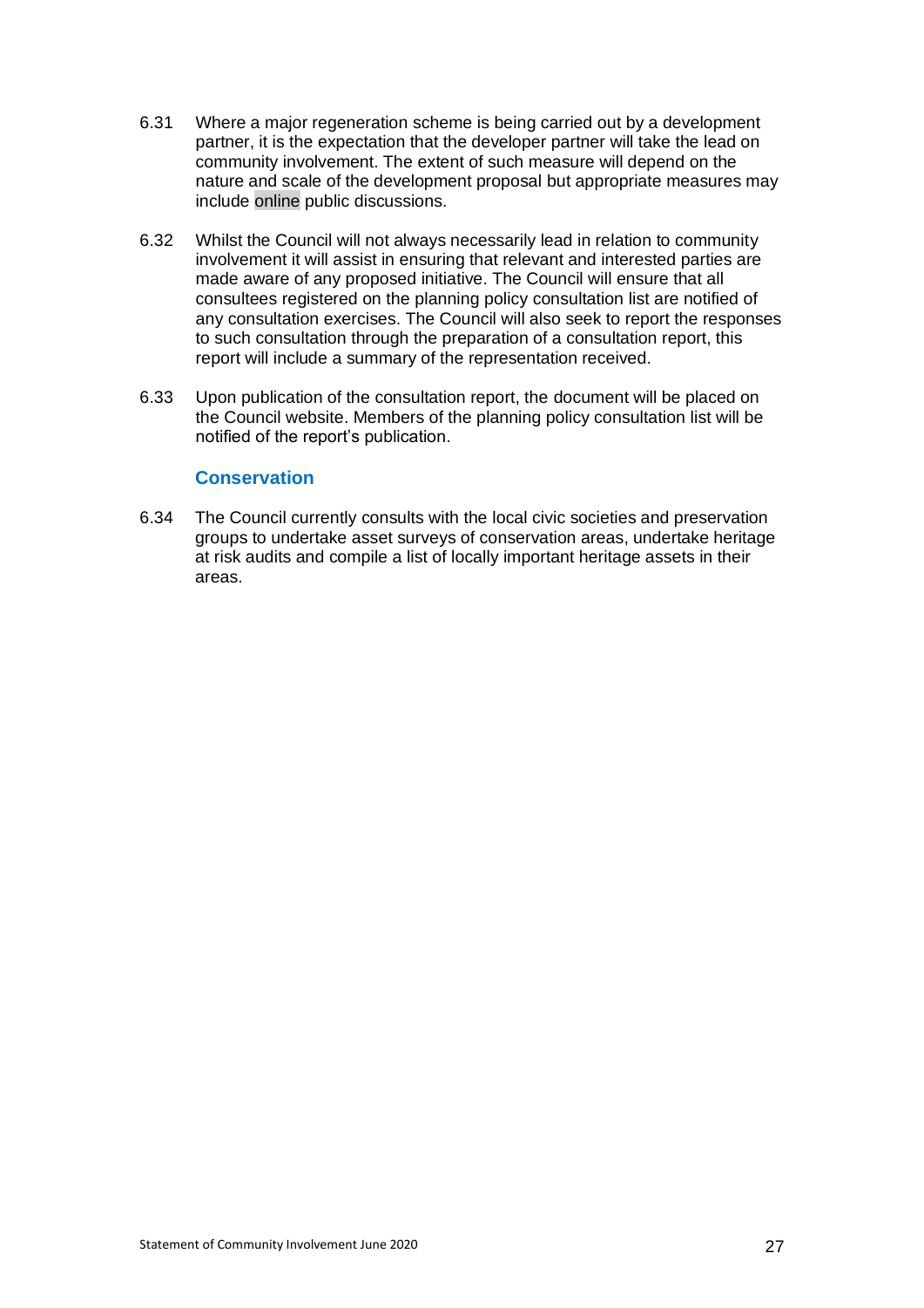6.31 Where a major regeneration scheme is being carried out by a development partner, it is the expectation that the developer partner will take the lead on community involvement. The extent of such measure will depend on the nature and scale of the development proposal but appropriate measures may include online public discussions.

6.32 Whilst the Council will not always necessarily lead in relation to community involvement it will assist in ensuring that relevant and interested parties are made aware of any proposed initiative. The Council will ensure that all consultees registered on the planning policy consultation list are notified of any consultation exercises. The Council will also seek to report the responses to such consultation through the preparation of a consultation report, this report will include a summary of the representation received.

6.33 Upon publication of the consultation report, the document will be placed on the Council website. Members of the planning policy consultation list will be notified of the report's publication.

### Conservation

6.34 The Council currently consults with the local civic societies and preservation groups to undertake asset surveys of conservation areas, undertake heritage at risk audits and compile a list of locally important heritage assets in their areas.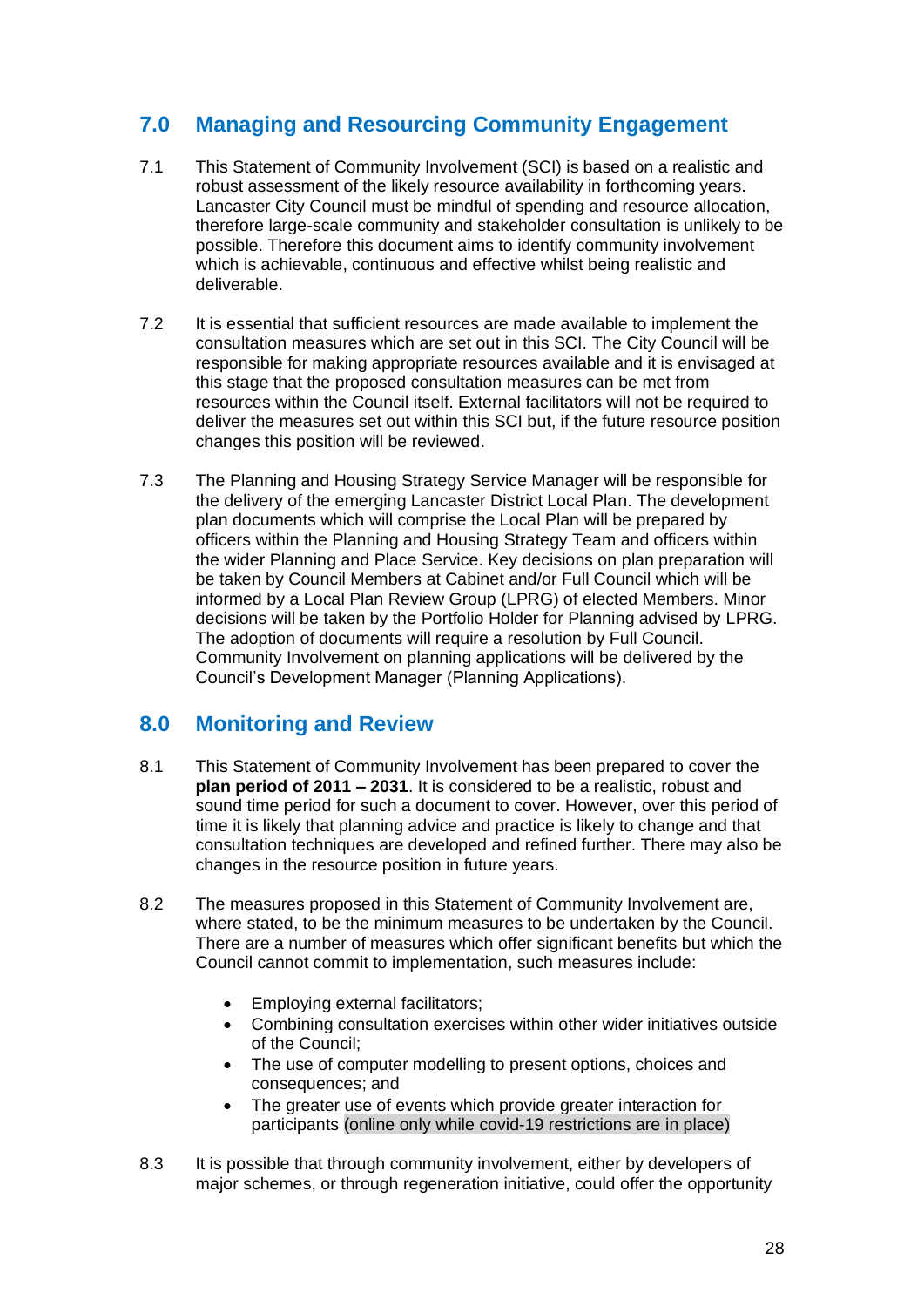## 7.0 Managing and Resourcing Community Engagement

7.1 This Statement of Community Involvement (SCI) is based on a realistic and robust assessment of the likely resource availability in forthcoming years. Lancaster City Council must be mindful of spending and resource allocation, therefore large-scale community and stakeholder consultation is unlikely to be possible. Therefore this document aims to identify community involvement which is achievable, continuous and effective whilst being realistic and deliverable.

7.2 It is essential that sufficient resources are made available to implement the consultation measures which are set out in this SCI. The City Council will be responsible for making appropriate resources available and it is envisaged at this stage that the proposed consultation measures can be met from resources within the Council itself. External facilitators will not be required to deliver the measures set out within this SCI but, if the future resource position changes this position will be reviewed.

7.3 The Planning and Housing Strategy Service Manager will be responsible for the delivery of the emerging Lancaster District Local Plan. The development plan documents which will comprise the Local Plan will be prepared by officers within the Planning and Housing Strategy Team and officers within the wider Planning and Place Service. Key decisions on plan preparation will be taken by Council Members at Cabinet and/or Full Council which will be informed by a Local Plan Review Group (LPRG) of elected Members. Minor decisions will be taken by the Portfolio Holder for Planning advised by LPRG. The adoption of documents will require a resolution by Full Council. Community Involvement on planning applications will be delivered by the Council's Development Manager (Planning Applications).

## 8.0 Monitoring and Review

8.1 This Statement of Community Involvement has been prepared to cover the **plan period of 2011 – 2031**. It is considered to be a realistic, robust and sound time period for such a document to cover. However, over this period of time it is likely that planning advice and practice is likely to change and that consultation techniques are developed and refined further. There may also be changes in the resource position in future years.

8.2 The measures proposed in this Statement of Community Involvement are, where stated, to be the minimum measures to be undertaken by the Council. There are a number of measures which offer significant benefits but which the Council cannot commit to implementation, such measures include:

- Employing external facilitators;
- Combining consultation exercises within other wider initiatives outside of the Council;
- The use of computer modelling to present options, choices and consequences; and
- The greater use of events which provide greater interaction for participants (online only while covid-19 restrictions are in place)

8.3 It is possible that through community involvement, either by developers of major schemes, or through regeneration initiative, could offer the opportunity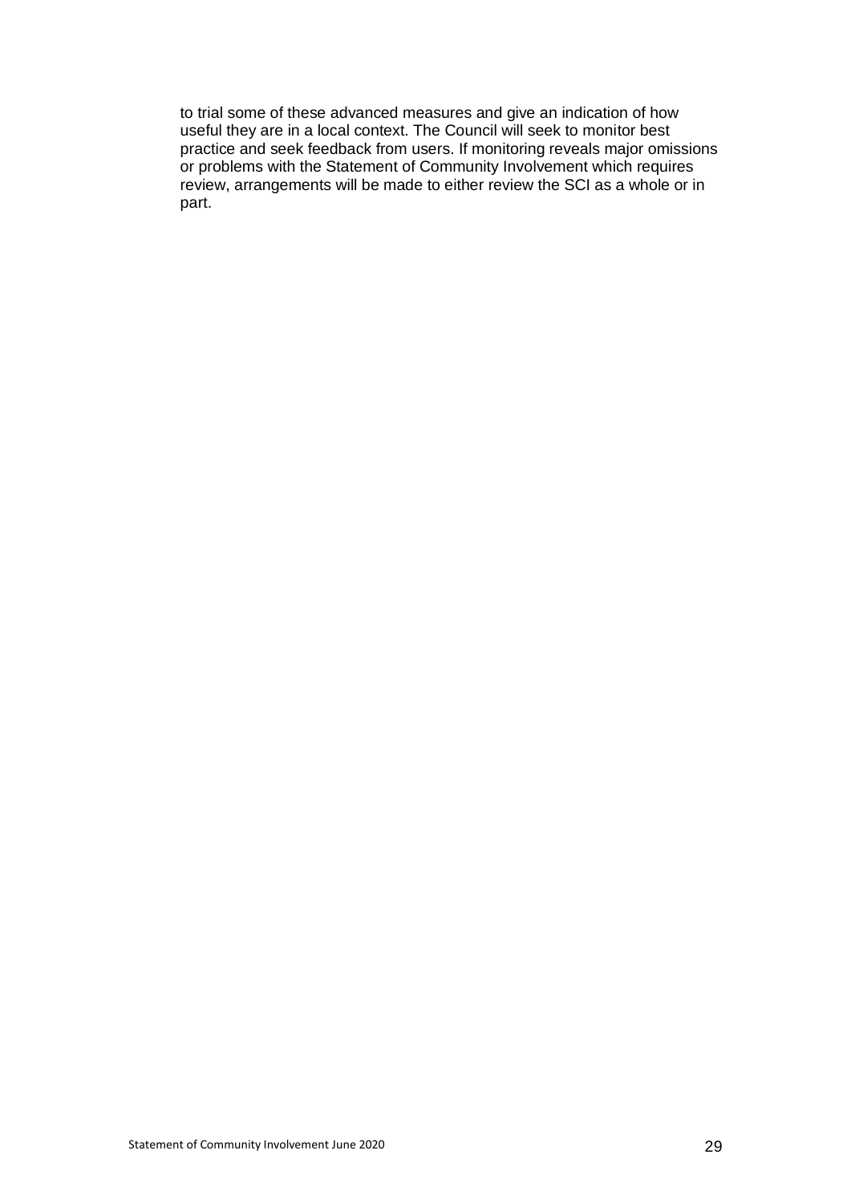to trial some of these advanced measures and give an indication of how useful they are in a local context. The Council will seek to monitor best practice and seek feedback from users. If monitoring reveals major omissions or problems with the Statement of Community Involvement which requires review, arrangements will be made to either review the SCI as a whole or in part.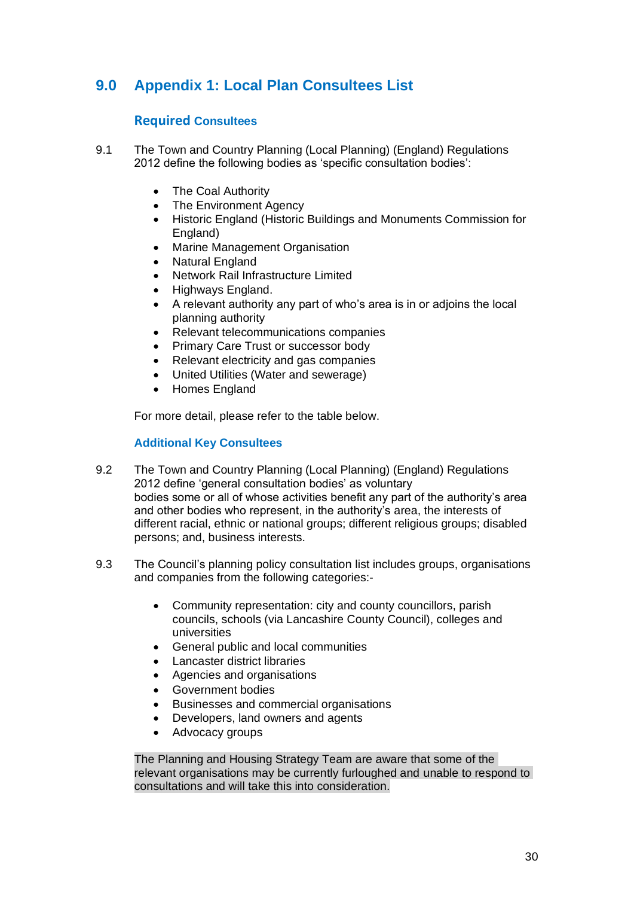# 9.0 Appendix 1: Local Plan Consultees List

### Required Consultees

9.1 The Town and Country Planning (Local Planning) (England) Regulations 2012 define the following bodies as 'specific consultation bodies':

- The Coal Authority
- The Environment Agency
- Historic England (Historic Buildings and Monuments Commission for England)
- Marine Management Organisation
- Natural England
- Network Rail Infrastructure Limited
- Highways England.
- A relevant authority any part of who's area is in or adjoins the local planning authority
- Relevant telecommunications companies
- Primary Care Trust or successor body
- Relevant electricity and gas companies
- United Utilities (Water and sewerage)
- Homes England

For more detail, please refer to the table below.

### Additional Key Consultees

9.2 The Town and Country Planning (Local Planning) (England) Regulations 2012 define 'general consultation bodies' as voluntary bodies some or all of whose activities benefit any part of the authority's area and other bodies who represent, in the authority's area, the interests of different racial, ethnic or national groups; different religious groups; disabled persons; and, business interests.

9.3 The Council's planning policy consultation list includes groups, organisations and companies from the following categories:-

- Community representation: city and county councillors, parish councils, schools (via Lancashire County Council), colleges and universities
- General public and local communities
- Lancaster district libraries
- Agencies and organisations
- Government bodies
- Businesses and commercial organisations
- Developers, land owners and agents
- Advocacy groups

The Planning and Housing Strategy Team are aware that some of the relevant organisations may be currently furloughed and unable to respond to consultations and will take this into consideration.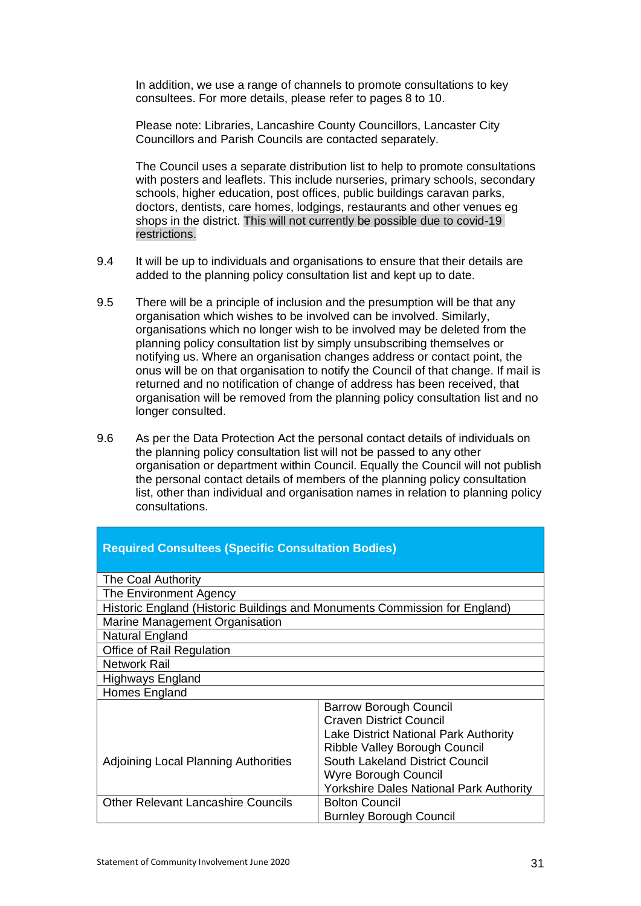In addition, we use a range of channels to promote consultations to key consultees. For more details, please refer to pages 8 to 10.

Please note: Libraries, Lancashire County Councillors, Lancaster City Councillors and Parish Councils are contacted separately.

The Council uses a separate distribution list to help to promote consultations with posters and leaflets. This include nurseries, primary schools, secondary schools, higher education, post offices, public buildings caravan parks, doctors, dentists, care homes, lodgings, restaurants and other venues eg shops in the district. This will not currently be possible due to covid-19 restrictions.

9.4 It will be up to individuals and organisations to ensure that their details are added to the planning policy consultation list and kept up to date.

9.5 There will be a principle of inclusion and the presumption will be that any organisation which wishes to be involved can be involved. Similarly, organisations which no longer wish to be involved may be deleted from the planning policy consultation list by simply unsubscribing themselves or notifying us. Where an organisation changes address or contact point, the onus will be on that organisation to notify the Council of that change. If mail is returned and no notification of change of address has been received, that organisation will be removed from the planning policy consultation list and no longer consulted.

9.6 As per the Data Protection Act the personal contact details of individuals on the planning policy consultation list will not be passed to any other organisation or department within Council. Equally the Council will not publish the personal contact details of members of the planning policy consultation list, other than individual and organisation names in relation to planning policy consultations.

| **Required Consultees (Specific Consultation Bodies)** | |
|---|---|
| The Coal Authority | |
| The Environment Agency | |
| Historic England (Historic Buildings and Monuments Commission for England) | |
| Marine Management Organisation | |
| Natural England | |
| Office of Rail Regulation | |
| Network Rail | |
| Highways England | |
| Homes England | |
| Adjoining Local Planning Authorities | Barrow Borough Council<br>Craven District Council<br>Lake District National Park Authority<br>Ribble Valley Borough Council<br>South Lakeland District Council<br>Wyre Borough Council<br>Yorkshire Dales National Park Authority |
| Other Relevant Lancashire Councils | Bolton Council<br>Burnley Borough Council |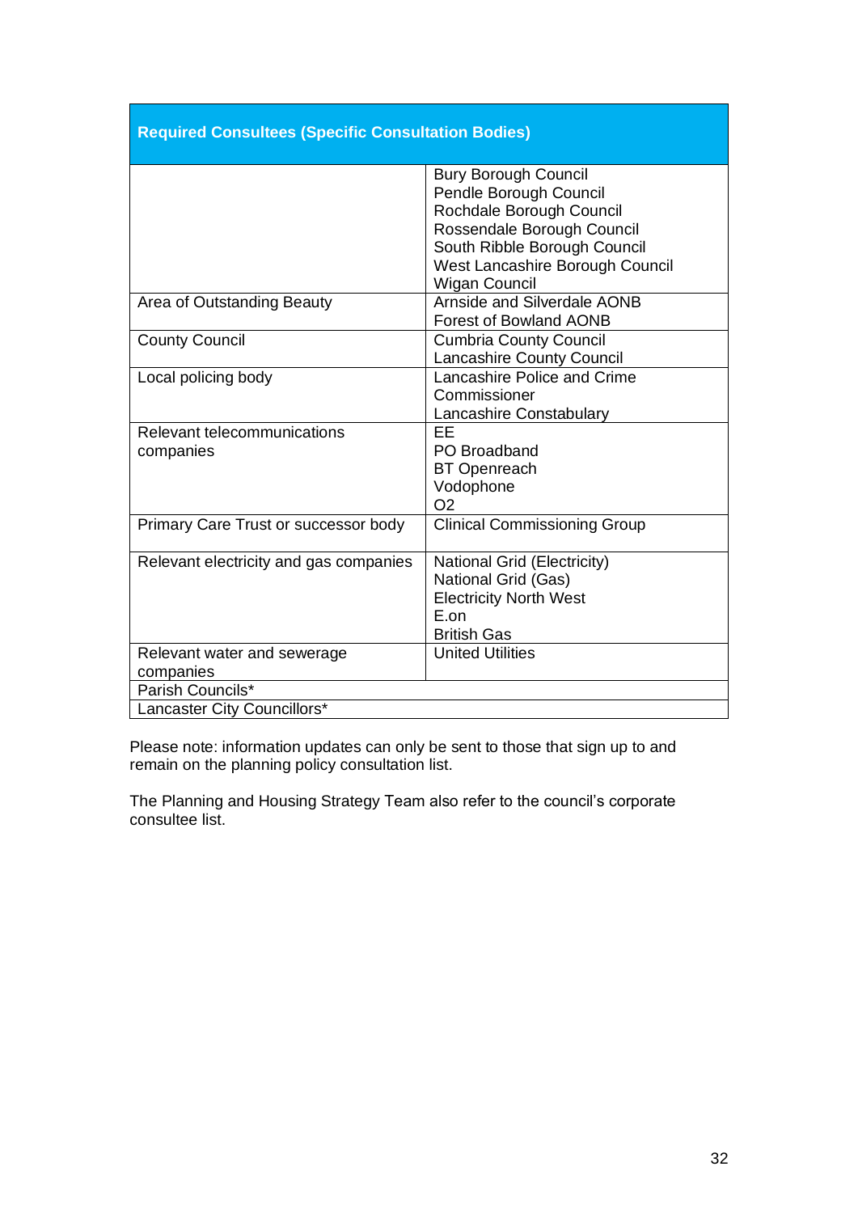| Required Consultees (Specific Consultation Bodies) | |
|---|---|
| | Bury Borough Council<br>Pendle Borough Council<br>Rochdale Borough Council<br>Rossendale Borough Council<br>South Ribble Borough Council<br>West Lancashire Borough Council<br>Wigan Council |
| Area of Outstanding Beauty | Arnside and Silverdale AONB<br>Forest of Bowland AONB |
| County Council | Cumbria County Council<br>Lancashire County Council |
| Local policing body | Lancashire Police and Crime Commissioner<br>Lancashire Constabulary |
| Relevant telecommunications companies | EE<br>PO Broadband<br>BT Openreach<br>Vodophone<br>O2 |
| Primary Care Trust or successor body | Clinical Commissioning Group |
| Relevant electricity and gas companies | National Grid (Electricity)<br>National Grid (Gas)<br>Electricity North West<br>E.on<br>British Gas |
| Relevant water and sewerage companies | United Utilities |
| Parish Councils* | |
| Lancaster City Councillors* | |

Please note: information updates can only be sent to those that sign up to and remain on the planning policy consultation list.

The Planning and Housing Strategy Team also refer to the council's corporate consultee list.